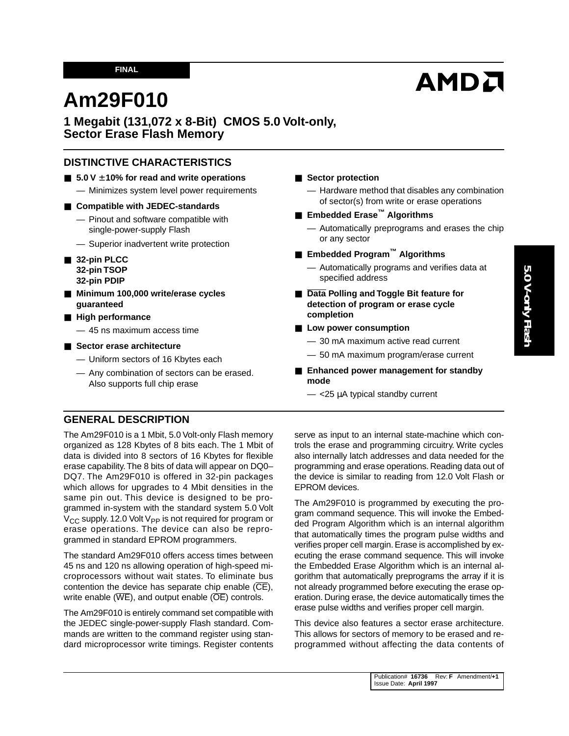FINAL

# Am29F010

## 1 Megabit (131,072 x 8-Bit) CMOS 5.0 Volt-only, Sector Erase Flash Memory

## DISTINCTIVE CHARACTERISTICS

- **5.0 V ±10% for read and write operations**
  - Minimizes system level power requirements
- **Compatible with JEDEC-standards**
  - Pinout and software compatible with single-power-supply Flash
  - Superior inadvertent write protection
- **32-pin PLCC**
  **32-pin TSOP**
  **32-pin PDIP**
- **Minimum 100,000 write/erase cycles guaranteed**
- **High performance**
  - 45 ns maximum access time
- **Sector erase architecture**
  - Uniform sectors of 16 Kbytes each
  - Any combination of sectors can be erased. Also supports full chip erase
- **Sector protection**
  - Hardware method that disables any combination of sector(s) from write or erase operations
- **Embedded Erase™ Algorithms**
  - Automatically preprograms and erases the chip or any sector
- **Embedded Program™ Algorithms**
  - Automatically programs and verifies data at specified address
- **$\overline{\text{Data}}$ Polling and Toggle Bit feature for detection of program or erase cycle completion**
- **Low power consumption**
  - 30 mA maximum active read current
  - 50 mA maximum program/erase current
- **Enhanced power management for standby mode**
  - <25 µA typical standby current

## GENERAL DESCRIPTION

The Am29F010 is a 1 Mbit, 5.0 Volt-only Flash memory organized as 128 Kbytes of 8 bits each. The 1 Mbit of data is divided into 8 sectors of 16 Kbytes for flexible erase capability. The 8 bits of data will appear on DQ0–DQ7. The Am29F010 is offered in 32-pin packages which allows for upgrades to 4 Mbit densities in the same pin out. This device is designed to be programmed in-system with the standard system 5.0 Volt $V_{CC}$ supply. 12.0 Volt $V_{PP}$ is not required for program or erase operations. The device can also be reprogrammed in standard EPROM programmers.

The standard Am29F010 offers access times between 45 ns and 120 ns allowing operation of high-speed microprocessors without wait states. To eliminate bus contention the device has separate chip enable ($\overline{\text{CE}}$), write enable ($\overline{\text{WE}}$), and output enable ($\overline{\text{OE}}$) controls.

The Am29F010 is entirely command set compatible with the JEDEC single-power-supply Flash standard. Commands are written to the command register using standard microprocessor write timings. Register contents serve as input to an internal state-machine which controls the erase and programming circuitry. Write cycles also internally latch addresses and data needed for the programming and erase operations. Reading data out of the device is similar to reading from 12.0 Volt Flash or EPROM devices.

The Am29F010 is programmed by executing the program command sequence. This will invoke the Embedded Program Algorithm which is an internal algorithm that automatically times the program pulse widths and verifies proper cell margin. Erase is accomplished by executing the erase command sequence. This will invoke the Embedded Erase Algorithm which is an internal algorithm that automatically preprograms the array if it is not already programmed before executing the erase operation. During erase, the device automatically times the erase pulse widths and verifies proper cell margin.

This device also features a sector erase architecture. This allows for sectors of memory to be erased and reprogrammed without affecting the data contents of

Publication# 16736 Rev: F Amendment/+1
Issue Date: April 1997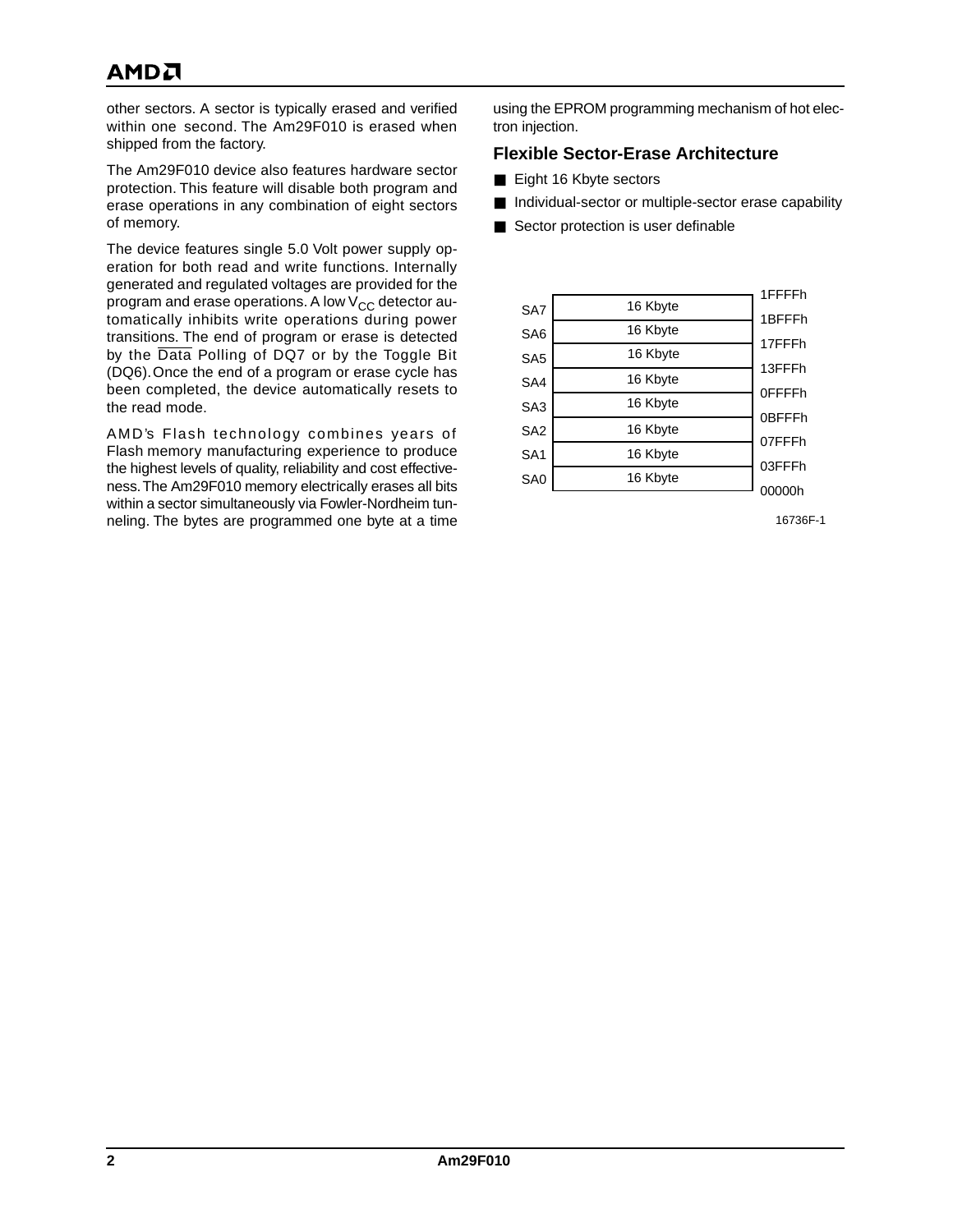other sectors. A sector is typically erased and verified within one second. The Am29F010 is erased when shipped from the factory.

The Am29F010 device also features hardware sector protection. This feature will disable both program and erase operations in any combination of eight sectors of memory.

The device features single 5.0 Volt power supply operation for both read and write functions. Internally generated and regulated voltages are provided for the program and erase operations. A low $V_{CC}$ detector automatically inhibits write operations during power transitions. The end of program or erase is detected by the $\overline{\text{Data}}$ Polling of DQ7 or by the Toggle Bit (DQ6). Once the end of a program or erase cycle has been completed, the device automatically resets to the read mode.

AMD's Flash technology combines years of Flash memory manufacturing experience to produce the highest levels of quality, reliability and cost effectiveness. The Am29F010 memory electrically erases all bits within a sector simultaneously via Fowler-Nordheim tunneling. The bytes are programmed one byte at a time using the EPROM programming mechanism of hot electron injection.

## Flexible Sector-Erase Architecture

- Eight 16 Kbyte sectors
- Individual-sector or multiple-sector erase capability
- Sector protection is user definable

| Sector | Size | Address Range |
|---|---|---|
| SA7 | 16 Kbyte | 1C000h–1FFFFh |
| SA6 | 16 Kbyte | 18000h–1BFFFh |
| SA5 | 16 Kbyte | 14000h–17FFFh |
| SA4 | 16 Kbyte | 10000h–13FFFh |
| SA3 | 16 Kbyte | 0C000h–0FFFFh |
| SA2 | 16 Kbyte | 08000h–0BFFFh |
| SA1 | 16 Kbyte | 04000h–07FFFh |
| SA0 | 16 Kbyte | 00000h–03FFFh |

16736F-1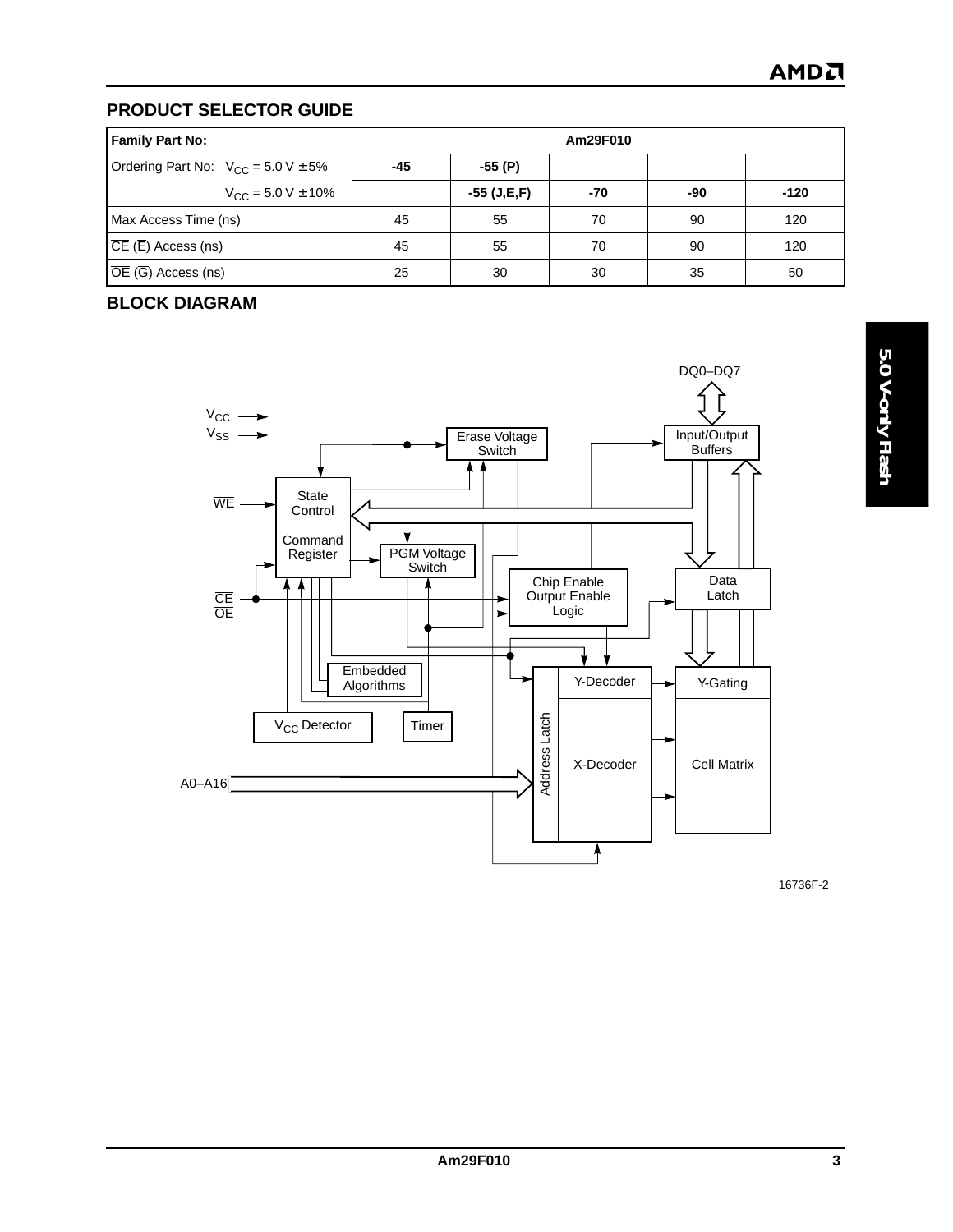## PRODUCT SELECTOR GUIDE

| Family Part No: | Am29F010 | | | | |
|---|---|---|---|---|---|
| Ordering Part No: $V_{CC}$ = 5.0 V ± 5% | -45 | -55 (P) | | | |
| $V_{CC}$ = 5.0 V ± 10% | | -55 (J,E,F) | -70 | -90 | -120 |
| Max Access Time (ns) | 45 | 55 | 70 | 90 | 120 |
| $\overline{CE}$ ($\overline{E}$) Access (ns) | 45 | 55 | 70 | 90 | 120 |
| $\overline{OE}$ ($\overline{G}$) Access (ns) | 25 | 30 | 30 | 35 | 50 |

## BLOCK DIAGRAM

DQ0–DQ7

$V_{CC}$

$V_{SS}$

Erase Voltage Switch

Input/Output Buffers

$\overline{WE}$

State Control

Command Register

PGM Voltage Switch

Chip Enable Output Enable Logic

Data Latch

$\overline{CE}$

$\overline{OE}$

Embedded Algorithms

Y-Decoder

Y-Gating

$V_{CC}$ Detector

Timer

Address Latch

X-Decoder

Cell Matrix

A0–A16

16736F-2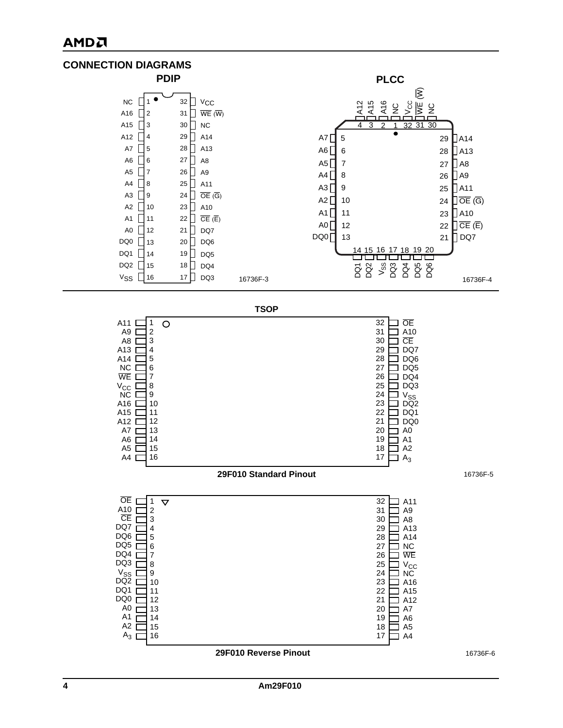## CONNECTION DIAGRAMS

### PDIP

| Pin | Signal | Pin | Signal |
|---|---|---|---|
| 1 | NC | 32 | $V_{CC}$ |
| 2 | A16 | 31 | $\overline{WE}$ ($\overline{W}$) |
| 3 | A15 | 30 | NC |
| 4 | A12 | 29 | A14 |
| 5 | A7 | 28 | A13 |
| 6 | A6 | 27 | A8 |
| 7 | A5 | 26 | A9 |
| 8 | A4 | 25 | A11 |
| 9 | A3 | 24 | $\overline{OE}$ ($\overline{G}$) |
| 10 | A2 | 23 | A10 |
| 11 | A1 | 22 | $\overline{CE}$ ($\overline{E}$) |
| 12 | A0 | 21 | DQ7 |
| 13 | DQ0 | 20 | DQ6 |
| 14 | DQ1 | 19 | DQ5 |
| 15 | DQ2 | 18 | DQ4 |
| 16 | $V_{SS}$ | 17 | DQ3 |

16736F-3

### PLCC

| Pin | Signal |
|---|---|
| 1 | NC |
| 2 | A16 |
| 3 | A15 |
| 4 | A12 |
| 5 | A7 |
| 6 | A6 |
| 7 | A5 |
| 8 | A4 |
| 9 | A3 |
| 10 | A2 |
| 11 | A1 |
| 12 | A0 |
| 13 | DQ0 |
| 14 | DQ1 |
| 15 | DQ2 |
| 16 | $V_{SS}$ |
| 17 | DQ3 |
| 18 | DQ4 |
| 19 | DQ5 |
| 20 | DQ6 |
| 21 | DQ7 |
| 22 | $\overline{CE}$ ($\overline{E}$) |
| 23 | A10 |
| 24 | $\overline{OE}$ ($\overline{G}$) |
| 25 | A11 |
| 26 | A9 |
| 27 | A8 |
| 28 | A13 |
| 29 | A14 |
| 30 | NC |
| 31 | $\overline{WE}$ ($\overline{W}$) |
| 32 | $V_{CC}$ |

16736F-4

### TSOP

**29F010 Standard Pinout**

| Pin | Signal | Pin | Signal |
|---|---|---|---|
| 1 | A11 | 32 | $\overline{OE}$ |
| 2 | A9 | 31 | A10 |
| 3 | A8 | 30 | $\overline{CE}$ |
| 4 | A13 | 29 | DQ7 |
| 5 | A14 | 28 | DQ6 |
| 6 | NC | 27 | DQ5 |
| 7 | $\overline{WE}$ | 26 | DQ4 |
| 8 | $V_{CC}$ | 25 | DQ3 |
| 9 | NC | 24 | $V_{SS}$ |
| 10 | A16 | 23 | DQ2 |
| 11 | A15 | 22 | DQ1 |
| 12 | A12 | 21 | DQ0 |
| 13 | A7 | 20 | A0 |
| 14 | A6 | 19 | A1 |
| 15 | A5 | 18 | A2 |
| 16 | A4 | 17 | $A_3$ |

16736F-5

**29F010 Reverse Pinout**

| Pin | Signal | Pin | Signal |
|---|---|---|---|
| 1 | $\overline{OE}$ | 32 | A11 |
| 2 | A10 | 31 | A9 |
| 3 | $\overline{CE}$ | 30 | A8 |
| 4 | DQ7 | 29 | A13 |
| 5 | DQ6 | 28 | A14 |
| 6 | DQ5 | 27 | NC |
| 7 | DQ4 | 26 | $\overline{WE}$ |
| 8 | DQ3 | 25 | $V_{CC}$ |
| 9 | $V_{SS}$ | 24 | NC |
| 10 | DQ2 | 23 | A16 |
| 11 | DQ1 | 22 | A15 |
| 12 | DQ0 | 21 | A12 |
| 13 | A0 | 20 | A7 |
| 14 | A1 | 19 | A6 |
| 15 | A2 | 18 | A5 |
| 16 | $A_3$ | 17 | A4 |

16736F-6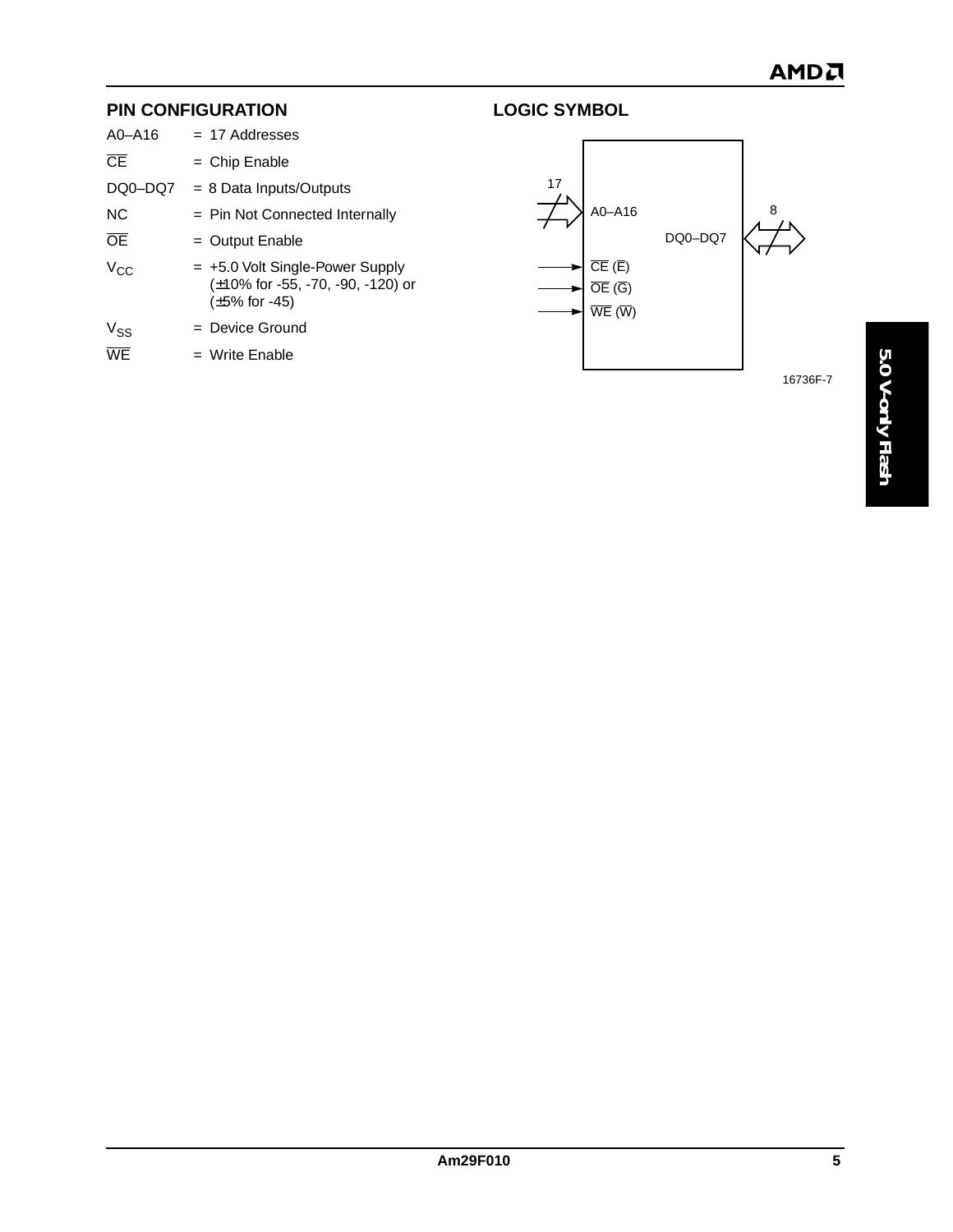## PIN CONFIGURATION

| | |
|---|---|
| A0–A16 | = 17 Addresses |
| $\overline{CE}$ | = Chip Enable |
| DQ0–DQ7 | = 8 Data Inputs/Outputs |
| NC | = Pin Not Connected Internally |
| $\overline{OE}$ | = Output Enable |
| $V_{CC}$ | = +5.0 Volt Single-Power Supply (±10% for -55, -70, -90, -120) or (±5% for -45) |
| $V_{SS}$ | = Device Ground |
| $\overline{WE}$ | = Write Enable |

## LOGIC SYMBOL

17 → A0–A16

DQ0–DQ7 ↔ 8

$\overline{CE}$ ($\overline{E}$)

$\overline{OE}$ ($\overline{G}$)

$\overline{WE}$ ($\overline{W}$)

16736F-7

5.0 V-only Flash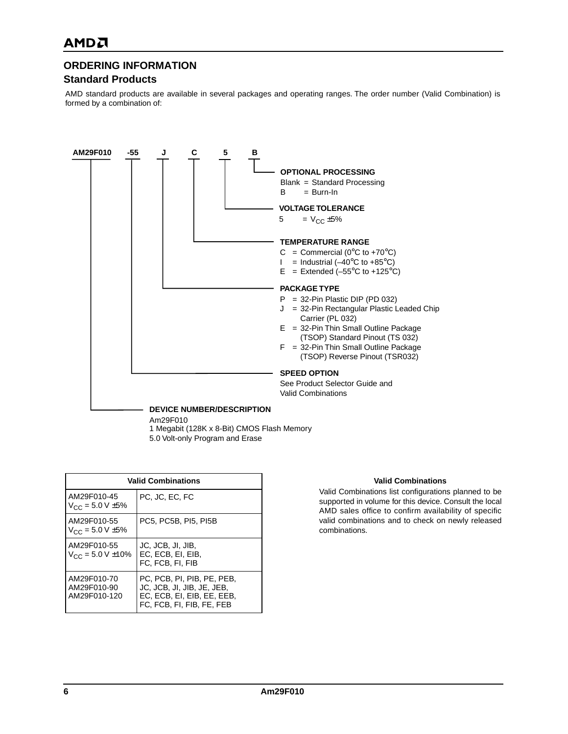## ORDERING INFORMATION

### Standard Products

AMD standard products are available in several packages and operating ranges. The order number (Valid Combination) is formed by a combination of:

**AM29F010 -55 J C 5 B**

**OPTIONAL PROCESSING**
Blank = Standard Processing
B = Burn-In

**VOLTAGE TOLERANCE**
5 = $V_{CC}$ ±5%

**TEMPERATURE RANGE**
C = Commercial (0°C to +70°C)
I = Industrial (–40°C to +85°C)
E = Extended (–55°C to +125°C)

**PACKAGE TYPE**
P = 32-Pin Plastic DIP (PD 032)
J = 32-Pin Rectangular Plastic Leaded Chip Carrier (PL 032)
E = 32-Pin Thin Small Outline Package (TSOP) Standard Pinout (TS 032)
F = 32-Pin Thin Small Outline Package (TSOP) Reverse Pinout (TSR032)

**SPEED OPTION**
See Product Selector Guide and Valid Combinations

**DEVICE NUMBER/DESCRIPTION**
Am29F010
1 Megabit (128K x 8-Bit) CMOS Flash Memory
5.0 Volt-only Program and Erase

| Valid Combinations | |
|---|---|
| AM29F010-45<br>$V_{CC}$ = 5.0 V ±5% | PC, JC, EC, FC |
| AM29F010-55<br>$V_{CC}$ = 5.0 V ±5% | PC5, PC5B, PI5, PI5B |
| AM29F010-55<br>$V_{CC}$ = 5.0 V ±10% | JC, JCB, JI, JIB,<br>EC, ECB, EI, EIB,<br>FC, FCB, FI, FIB |
| AM29F010-70<br>AM29F010-90<br>AM29F010-120 | PC, PCB, PI, PIB, PE, PEB,<br>JC, JCB, JI, JIB, JE, JEB,<br>EC, ECB, EI, EIB, EE, EEB,<br>FC, FCB, FI, FIB, FE, FEB |

**Valid Combinations**

Valid Combinations list configurations planned to be supported in volume for this device. Consult the local AMD sales office to confirm availability of specific valid combinations and to check on newly released combinations.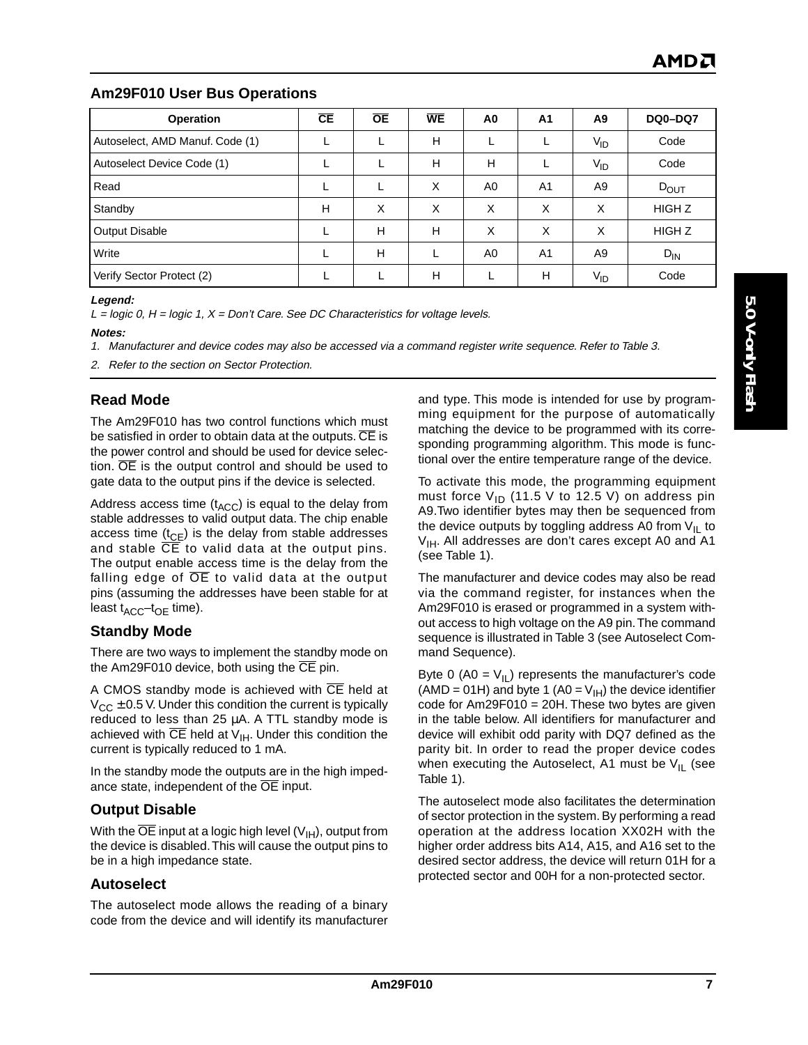## Am29F010 User Bus Operations

| Operation | $\overline{CE}$ | $\overline{OE}$ | $\overline{WE}$ | A0 | A1 | A9 | DQ0–DQ7 |
|---|---|---|---|---|---|---|---|
| Autoselect, AMD Manuf. Code (1) | L | L | H | L | L | $V_{ID}$ | Code |
| Autoselect Device Code (1) | L | L | H | H | L | $V_{ID}$ | Code |
| Read | L | L | X | A0 | A1 | A9 | $D_{OUT}$ |
| Standby | H | X | X | X | X | X | HIGH Z |
| Output Disable | L | H | H | X | X | X | HIGH Z |
| Write | L | H | L | A0 | A1 | A9 | $D_{IN}$ |
| Verify Sector Protect (2) | L | L | H | L | H | $V_{ID}$ | Code |

***Legend:***

*L = logic 0, H = logic 1, X = Don't Care. See DC Characteristics for voltage levels.*

***Notes:***

1. *Manufacturer and device codes may also be accessed via a command register write sequence. Refer to Table 3.*
2. *Refer to the section on Sector Protection.*

## Read Mode

The Am29F010 has two control functions which must be satisfied in order to obtain data at the outputs. $\overline{CE}$ is the power control and should be used for device selection. $\overline{OE}$ is the output control and should be used to gate data to the output pins if the device is selected.

Address access time ($t_{ACC}$) is equal to the delay from stable addresses to valid output data. The chip enable access time ($t_{CE}$) is the delay from stable addresses and stable $\overline{CE}$ to valid data at the output pins. The output enable access time is the delay from the falling edge of $\overline{OE}$ to valid data at the output pins (assuming the addresses have been stable for at least $t_{ACC}$–$t_{OE}$ time).

## Standby Mode

There are two ways to implement the standby mode on the Am29F010 device, both using the $\overline{CE}$ pin.

A CMOS standby mode is achieved with $\overline{CE}$ held at $V_{CC}$ ±0.5 V. Under this condition the current is typically reduced to less than 25 µA. A TTL standby mode is achieved with $\overline{CE}$ held at $V_{IH}$. Under this condition the current is typically reduced to 1 mA.

In the standby mode the outputs are in the high impedance state, independent of the $\overline{OE}$ input.

## Output Disable

With the $\overline{OE}$ input at a logic high level ($V_{IH}$), output from the device is disabled. This will cause the output pins to be in a high impedance state.

## Autoselect

The autoselect mode allows the reading of a binary code from the device and will identify its manufacturer and type. This mode is intended for use by programming equipment for the purpose of automatically matching the device to be programmed with its corresponding programming algorithm. This mode is functional over the entire temperature range of the device.

To activate this mode, the programming equipment must force $V_{ID}$ (11.5 V to 12.5 V) on address pin A9. Two identifier bytes may then be sequenced from the device outputs by toggling address A0 from $V_{IL}$ to $V_{IH}$. All addresses are don't cares except A0 and A1 (see Table 1).

The manufacturer and device codes may also be read via the command register, for instances when the Am29F010 is erased or programmed in a system without access to high voltage on the A9 pin. The command sequence is illustrated in Table 3 (see Autoselect Command Sequence).

Byte 0 (A0 = $V_{IL}$) represents the manufacturer's code (AMD = 01H) and byte 1 (A0 = $V_{IH}$) the device identifier code for Am29F010 = 20H. These two bytes are given in the table below. All identifiers for manufacturer and device will exhibit odd parity with DQ7 defined as the parity bit. In order to read the proper device codes when executing the Autoselect, A1 must be $V_{IL}$ (see Table 1).

The autoselect mode also facilitates the determination of sector protection in the system. By performing a read operation at the address location XX02H with the higher order address bits A14, A15, and A16 set to the desired sector address, the device will return 01H for a protected sector and 00H for a non-protected sector.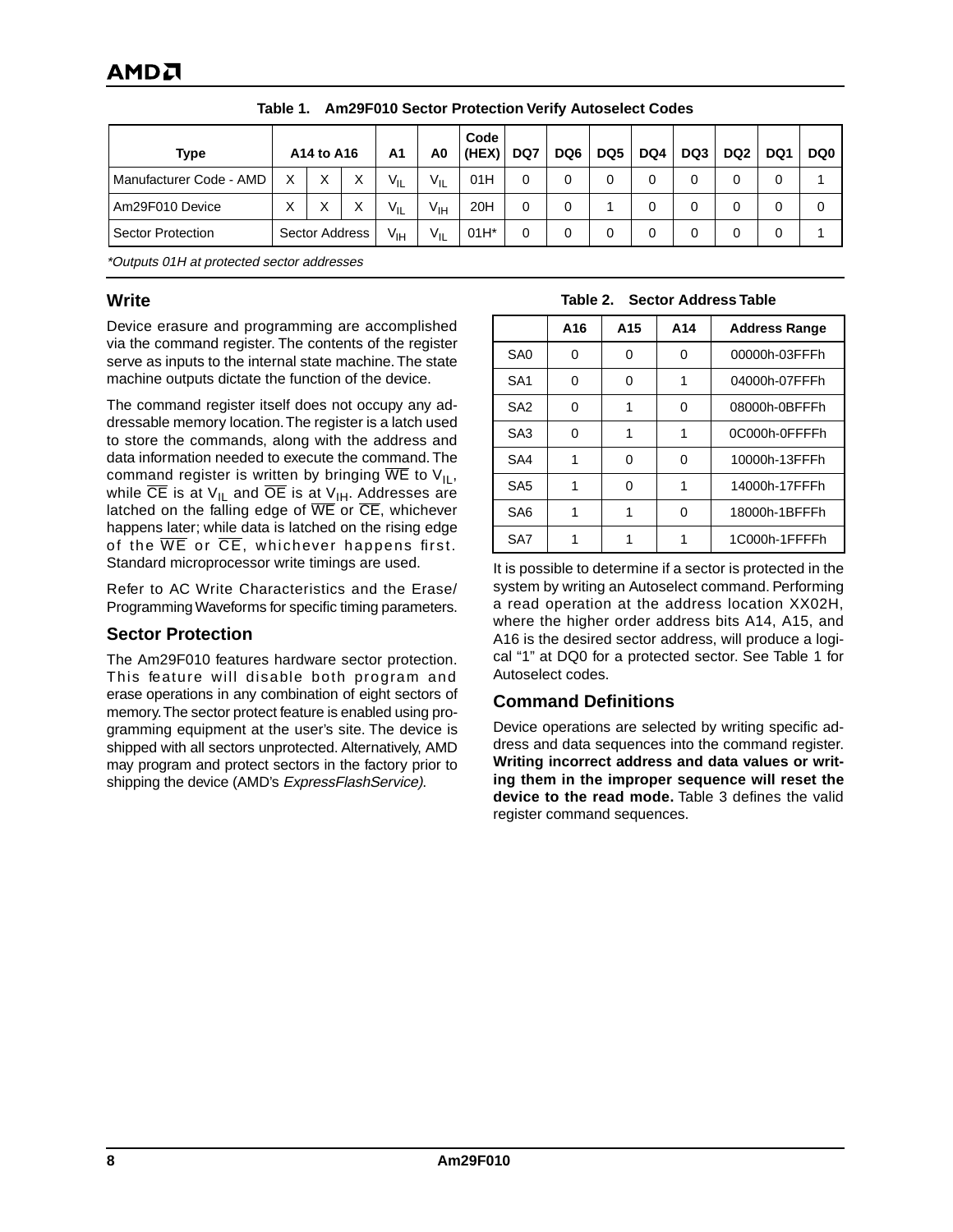**Table 1. Am29F010 Sector Protection Verify Autoselect Codes**

| Type | A14 to A16 | | | A1 | A0 | Code (HEX) | DQ7 | DQ6 | DQ5 | DQ4 | DQ3 | DQ2 | DQ1 | DQ0 |
|---|---|---|---|---|---|---|---|---|---|---|---|---|---|---|
| Manufacturer Code - AMD | X | X | X | $V_{IL}$ | $V_{IL}$ | 01H | 0 | 0 | 0 | 0 | 0 | 0 | 0 | 1 |
| Am29F010 Device | X | X | X | $V_{IL}$ | $V_{IH}$ | 20H | 0 | 0 | 1 | 0 | 0 | 0 | 0 | 0 |
| Sector Protection | Sector Address | | | $V_{IH}$ | $V_{IL}$ | 01H* | 0 | 0 | 0 | 0 | 0 | 0 | 0 | 1 |

*Outputs 01H at protected sector addresses*

## Write

Device erasure and programming are accomplished via the command register. The contents of the register serve as inputs to the internal state machine. The state machine outputs dictate the function of the device.

The command register itself does not occupy any addressable memory location. The register is a latch used to store the commands, along with the address and data information needed to execute the command. The command register is written by bringing $\overline{WE}$ to $V_{IL}$, while $\overline{CE}$ is at $V_{IL}$ and $\overline{OE}$ is at $V_{IH}$. Addresses are latched on the falling edge of $\overline{WE}$ or $\overline{CE}$, whichever happens later; while data is latched on the rising edge of the $\overline{WE}$ or $\overline{CE}$, whichever happens first. Standard microprocessor write timings are used.

Refer to AC Write Characteristics and the Erase/Programming Waveforms for specific timing parameters.

## Sector Protection

The Am29F010 features hardware sector protection. This feature will disable both program and erase operations in any combination of eight sectors of memory. The sector protect feature is enabled using programming equipment at the user's site. The device is shipped with all sectors unprotected. Alternatively, AMD may program and protect sectors in the factory prior to shipping the device (AMD's *ExpressFlashService).*

**Table 2. Sector Address Table**

| | A16 | A15 | A14 | Address Range |
|---|---|---|---|---|
| SA0 | 0 | 0 | 0 | 00000h-03FFFh |
| SA1 | 0 | 0 | 1 | 04000h-07FFFh |
| SA2 | 0 | 1 | 0 | 08000h-0BFFFh |
| SA3 | 0 | 1 | 1 | 0C000h-0FFFFh |
| SA4 | 1 | 0 | 0 | 10000h-13FFFh |
| SA5 | 1 | 0 | 1 | 14000h-17FFFh |
| SA6 | 1 | 1 | 0 | 18000h-1BFFFh |
| SA7 | 1 | 1 | 1 | 1C000h-1FFFFh |

It is possible to determine if a sector is protected in the system by writing an Autoselect command. Performing a read operation at the address location XX02H, where the higher order address bits A14, A15, and A16 is the desired sector address, will produce a logical "1" at DQ0 for a protected sector. See Table 1 for Autoselect codes.

## Command Definitions

Device operations are selected by writing specific address and data sequences into the command register. **Writing incorrect address and data values or writing them in the improper sequence will reset the device to the read mode.** Table 3 defines the valid register command sequences.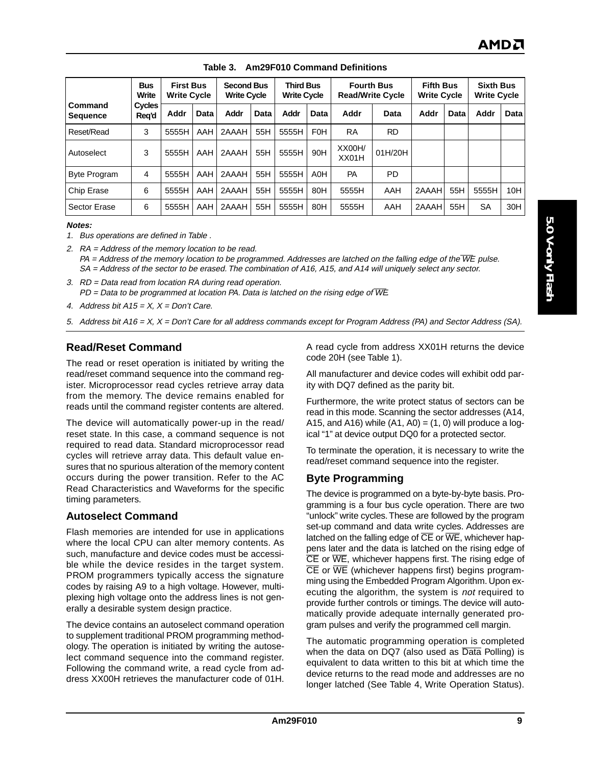**Table 3. Am29F010 Command Definitions**

| Command Sequence | Bus Write Cycles Req'd | First Bus Write Cycle | | Second Bus Write Cycle | | Third Bus Write Cycle | | Fourth Bus Read/Write Cycle | | Fifth Bus Write Cycle | | Sixth Bus Write Cycle | |
|---|---|---|---|---|---|---|---|---|---|---|---|---|---|
| | | Addr | Data | Addr | Data | Addr | Data | Addr | Data | Addr | Data | Addr | Data |
| Reset/Read | 3 | 5555H | AAH | 2AAAH | 55H | 5555H | F0H | RA | RD | | | | |
| Autoselect | 3 | 5555H | AAH | 2AAAH | 55H | 5555H | 90H | XX00H/ XX01H | 01H/20H | | | | |
| Byte Program | 4 | 5555H | AAH | 2AAAH | 55H | 5555H | A0H | PA | PD | | | | |
| Chip Erase | 6 | 5555H | AAH | 2AAAH | 55H | 5555H | 80H | 5555H | AAH | 2AAAH | 55H | 5555H | 10H |
| Sector Erase | 6 | 5555H | AAH | 2AAAH | 55H | 5555H | 80H | 5555H | AAH | 2AAAH | 55H | SA | 30H |

***Notes:***

1. *Bus operations are defined in Table .*
2. *RA = Address of the memory location to be read.*
   *PA = Address of the memory location to be programmed. Addresses are latched on the falling edge of the $\overline{WE}$ pulse.*
   *SA = Address of the sector to be erased. The combination of A16, A15, and A14 will uniquely select any sector.*
3. *RD = Data read from location RA during read operation.*
   *PD = Data to be programmed at location PA. Data is latched on the rising edge of $\overline{WE}$.*
4. *Address bit A15 = X, X = Don't Care.*
5. *Address bit A16 = X, X = Don't Care for all address commands except for Program Address (PA) and Sector Address (SA).*

## Read/Reset Command

The read or reset operation is initiated by writing the read/reset command sequence into the command register. Microprocessor read cycles retrieve array data from the memory. The device remains enabled for reads until the command register contents are altered.

The device will automatically power-up in the read/reset state. In this case, a command sequence is not required to read data. Standard microprocessor read cycles will retrieve array data. This default value ensures that no spurious alteration of the memory content occurs during the power transition. Refer to the AC Read Characteristics and Waveforms for the specific timing parameters.

## Autoselect Command

Flash memories are intended for use in applications where the local CPU can alter memory contents. As such, manufacture and device codes must be accessible while the device resides in the target system. PROM programmers typically access the signature codes by raising A9 to a high voltage. However, multiplexing high voltage onto the address lines is not generally a desirable system design practice.

The device contains an autoselect command operation to supplement traditional PROM programming methodology. The operation is initiated by writing the autoselect command sequence into the command register. Following the command write, a read cycle from address XX00H retrieves the manufacturer code of 01H. A read cycle from address XX01H returns the device code 20H (see Table 1).

All manufacturer and device codes will exhibit odd parity with DQ7 defined as the parity bit.

Furthermore, the write protect status of sectors can be read in this mode. Scanning the sector addresses (A14, A15, and A16) while (A1, A0) = (1, 0) will produce a logical "1" at device output DQ0 for a protected sector.

To terminate the operation, it is necessary to write the read/reset command sequence into the register.

## Byte Programming

The device is programmed on a byte-by-byte basis. Programming is a four bus cycle operation. There are two "unlock" write cycles. These are followed by the program set-up command and data write cycles. Addresses are latched on the falling edge of $\overline{CE}$ or $\overline{WE}$, whichever happens later and the data is latched on the rising edge of $\overline{CE}$ or $\overline{WE}$, whichever happens first. The rising edge of $\overline{CE}$ or $\overline{WE}$ (whichever happens first) begins programming using the Embedded Program Algorithm. Upon executing the algorithm, the system is *not* required to provide further controls or timings. The device will automatically provide adequate internally generated program pulses and verify the programmed cell margin.

The automatic programming operation is completed when the data on DQ7 (also used as $\overline{Data}$ Polling) is equivalent to data written to this bit at which time the device returns to the read mode and addresses are no longer latched (See Table 4, Write Operation Status).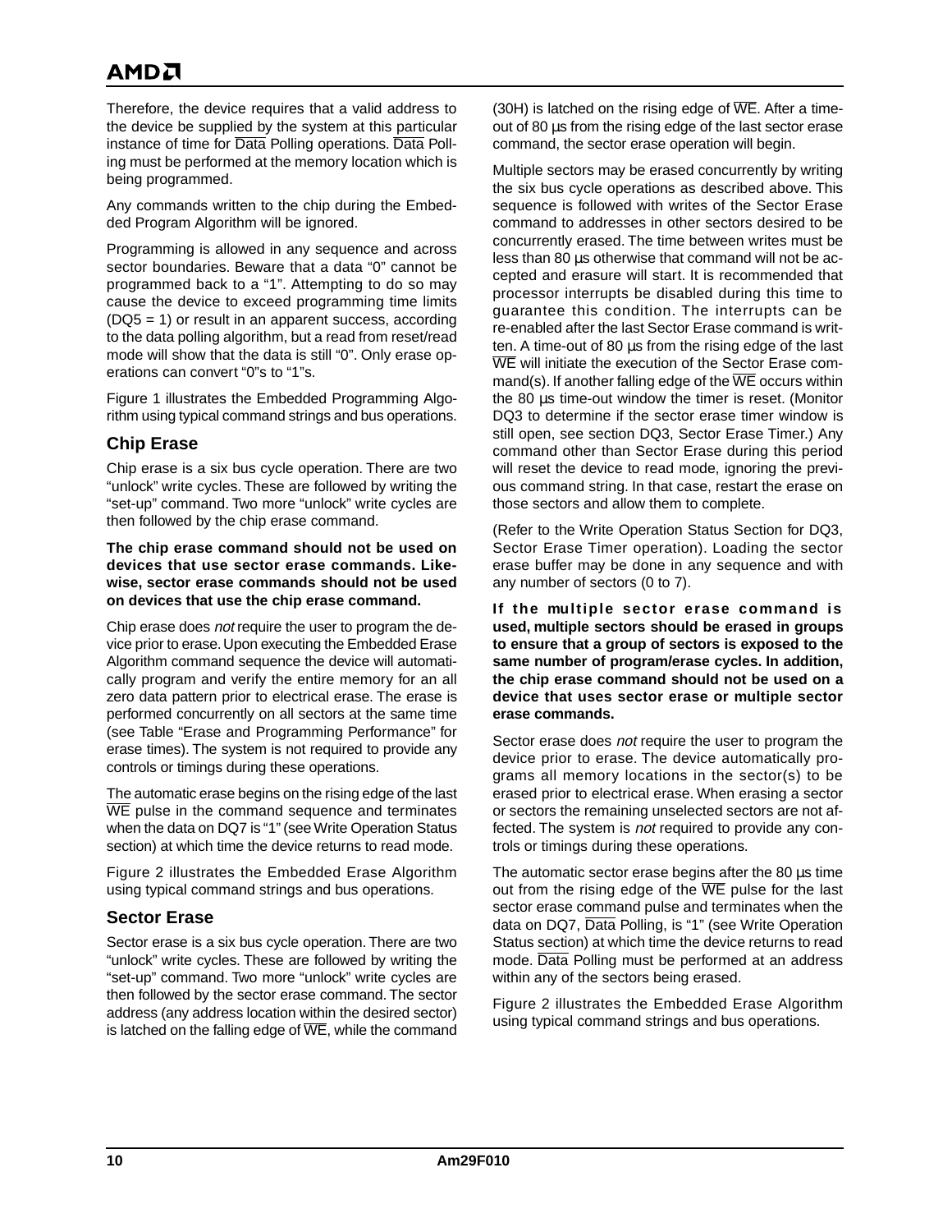Therefore, the device requires that a valid address to the device be supplied by the system at this particular instance of time for Data Polling operations. Data Polling must be performed at the memory location which is being programmed.

Any commands written to the chip during the Embedded Program Algorithm will be ignored.

Programming is allowed in any sequence and across sector boundaries. Beware that a data "0" cannot be programmed back to a "1". Attempting to do so may cause the device to exceed programming time limits (DQ5 = 1) or result in an apparent success, according to the data polling algorithm, but a read from reset/read mode will show that the data is still "0". Only erase operations can convert "0"s to "1"s.

Figure 1 illustrates the Embedded Programming Algorithm using typical command strings and bus operations.

## Chip Erase

Chip erase is a six bus cycle operation. There are two "unlock" write cycles. These are followed by writing the "set-up" command. Two more "unlock" write cycles are then followed by the chip erase command.

**The chip erase command should not be used on devices that use sector erase commands. Likewise, sector erase commands should not be used on devices that use the chip erase command.**

Chip erase does *not* require the user to program the device prior to erase. Upon executing the Embedded Erase Algorithm command sequence the device will automatically program and verify the entire memory for an all zero data pattern prior to electrical erase. The erase is performed concurrently on all sectors at the same time (see Table "Erase and Programming Performance" for erase times). The system is not required to provide any controls or timings during these operations.

The automatic erase begins on the rising edge of the last WE pulse in the command sequence and terminates when the data on DQ7 is "1" (see Write Operation Status section) at which time the device returns to read mode.

Figure 2 illustrates the Embedded Erase Algorithm using typical command strings and bus operations.

## Sector Erase

Sector erase is a six bus cycle operation. There are two "unlock" write cycles. These are followed by writing the "set-up" command. Two more "unlock" write cycles are then followed by the sector erase command. The sector address (any address location within the desired sector) is latched on the falling edge of WE, while the command (30H) is latched on the rising edge of WE. After a time-out of 80 µs from the rising edge of the last sector erase command, the sector erase operation will begin.

Multiple sectors may be erased concurrently by writing the six bus cycle operations as described above. This sequence is followed with writes of the Sector Erase command to addresses in other sectors desired to be concurrently erased. The time between writes must be less than 80 µs otherwise that command will not be accepted and erasure will start. It is recommended that processor interrupts be disabled during this time to guarantee this condition. The interrupts can be re-enabled after the last Sector Erase command is written. A time-out of 80 µs from the rising edge of the last WE will initiate the execution of the Sector Erase command(s). If another falling edge of the WE occurs within the 80 µs time-out window the timer is reset. (Monitor DQ3 to determine if the sector erase timer window is still open, see section DQ3, Sector Erase Timer.) Any command other than Sector Erase during this period will reset the device to read mode, ignoring the previous command string. In that case, restart the erase on those sectors and allow them to complete.

(Refer to the Write Operation Status Section for DQ3, Sector Erase Timer operation). Loading the sector erase buffer may be done in any sequence and with any number of sectors (0 to 7).

**If the multiple sector erase command is used, multiple sectors should be erased in groups to ensure that a group of sectors is exposed to the same number of program/erase cycles. In addition, the chip erase command should not be used on a device that uses sector erase or multiple sector erase commands.**

Sector erase does *not* require the user to program the device prior to erase. The device automatically programs all memory locations in the sector(s) to be erased prior to electrical erase. When erasing a sector or sectors the remaining unselected sectors are not affected. The system is *not* required to provide any controls or timings during these operations.

The automatic sector erase begins after the 80 µs time out from the rising edge of the WE pulse for the last sector erase command pulse and terminates when the data on DQ7, Data Polling, is "1" (see Write Operation Status section) at which time the device returns to read mode. Data Polling must be performed at an address within any of the sectors being erased.

Figure 2 illustrates the Embedded Erase Algorithm using typical command strings and bus operations.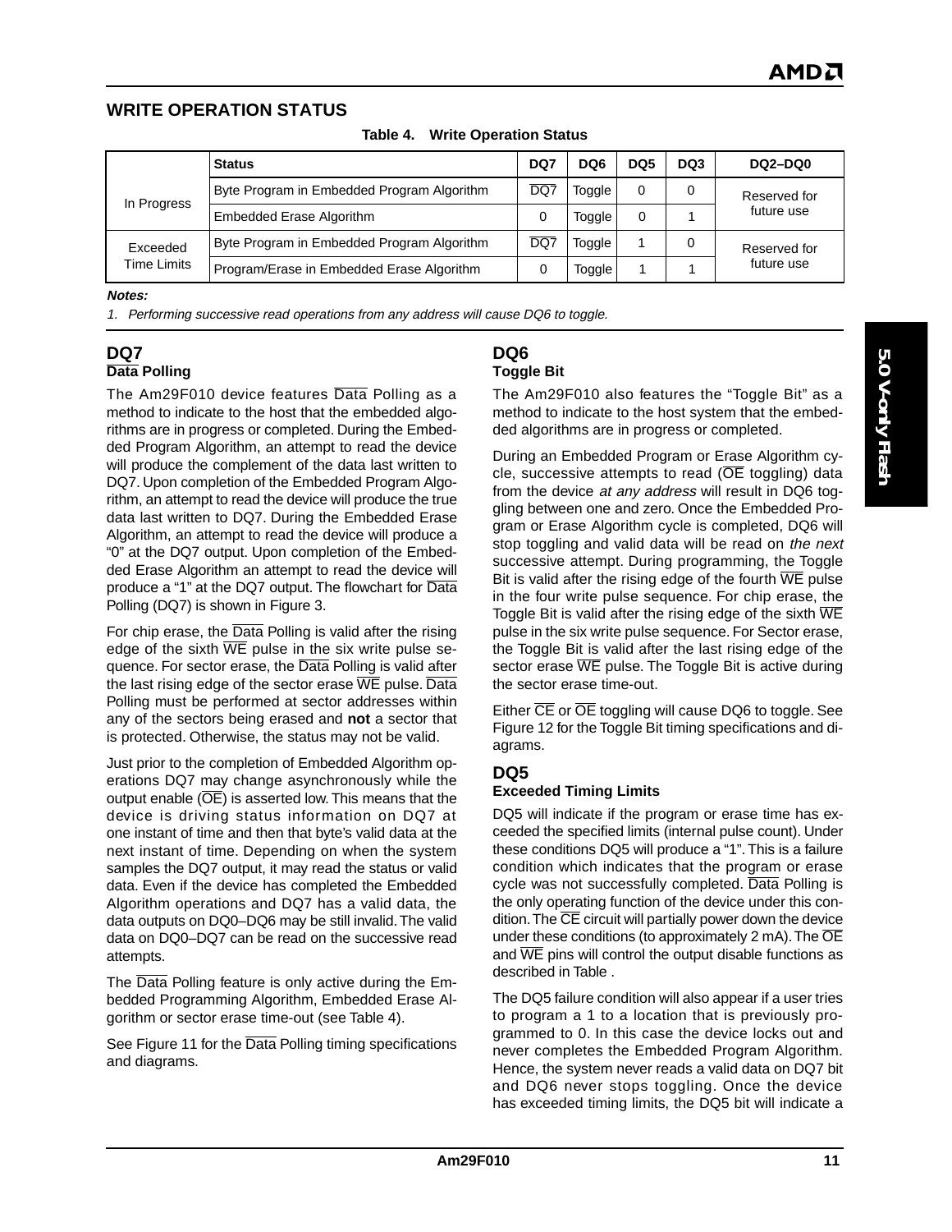## WRITE OPERATION STATUS

**Table 4. Write Operation Status**

| | Status | DQ7 | DQ6 | DQ5 | DQ3 | DQ2–DQ0 |
|---|---|---|---|---|---|---|
| In Progress | Byte Program in Embedded Program Algorithm | $\overline{DQ7}$ | Toggle | 0 | 0 | Reserved for future use |
| | Embedded Erase Algorithm | 0 | Toggle | 0 | 1 | |
| Exceeded Time Limits | Byte Program in Embedded Program Algorithm | $\overline{DQ7}$ | Toggle | 1 | 0 | Reserved for future use |
| | Program/Erase in Embedded Erase Algorithm | 0 | Toggle | 1 | 1 | |

***Notes:***

*1. Performing successive read operations from any address will cause DQ6 to toggle.*

### DQ7
**$\overline{\text{Data}}$ Polling**

The Am29F010 device features $\overline{\text{Data}}$ Polling as a method to indicate to the host that the embedded algorithms are in progress or completed. During the Embedded Program Algorithm, an attempt to read the device will produce the complement of the data last written to DQ7. Upon completion of the Embedded Program Algorithm, an attempt to read the device will produce the true data last written to DQ7. During the Embedded Erase Algorithm, an attempt to read the device will produce a "0" at the DQ7 output. Upon completion of the Embedded Erase Algorithm an attempt to read the device will produce a "1" at the DQ7 output. The flowchart for $\overline{\text{Data}}$ Polling (DQ7) is shown in Figure 3.

For chip erase, the $\overline{\text{Data}}$ Polling is valid after the rising edge of the sixth $\overline{\text{WE}}$ pulse in the six write pulse sequence. For sector erase, the $\overline{\text{Data}}$ Polling is valid after the last rising edge of the sector erase $\overline{\text{WE}}$ pulse. $\overline{\text{Data}}$ Polling must be performed at sector addresses within any of the sectors being erased and **not** a sector that is protected. Otherwise, the status may not be valid.

Just prior to the completion of Embedded Algorithm operations DQ7 may change asynchronously while the output enable ($\overline{\text{OE}}$) is asserted low. This means that the device is driving status information on DQ7 at one instant of time and then that byte's valid data at the next instant of time. Depending on when the system samples the DQ7 output, it may read the status or valid data. Even if the device has completed the Embedded Algorithm operations and DQ7 has a valid data, the data outputs on DQ0–DQ6 may be still invalid. The valid data on DQ0–DQ7 can be read on the successive read attempts.

The $\overline{\text{Data}}$ Polling feature is only active during the Embedded Programming Algorithm, Embedded Erase Algorithm or sector erase time-out (see Table 4).

See Figure 11 for the $\overline{\text{Data}}$ Polling timing specifications and diagrams.

### DQ6
**Toggle Bit**

The Am29F010 also features the "Toggle Bit" as a method to indicate to the host system that the embedded algorithms are in progress or completed.

During an Embedded Program or Erase Algorithm cycle, successive attempts to read ($\overline{\text{OE}}$ toggling) data from the device *at any address* will result in DQ6 toggling between one and zero. Once the Embedded Program or Erase Algorithm cycle is completed, DQ6 will stop toggling and valid data will be read on *the next* successive attempt. During programming, the Toggle Bit is valid after the rising edge of the fourth $\overline{\text{WE}}$ pulse in the four write pulse sequence. For chip erase, the Toggle Bit is valid after the rising edge of the sixth $\overline{\text{WE}}$ pulse in the six write pulse sequence. For Sector erase, the Toggle Bit is valid after the last rising edge of the sector erase $\overline{\text{WE}}$ pulse. The Toggle Bit is active during the sector erase time-out.

Either $\overline{\text{CE}}$ or $\overline{\text{OE}}$ toggling will cause DQ6 to toggle. See Figure 12 for the Toggle Bit timing specifications and diagrams.

### DQ5
**Exceeded Timing Limits**

DQ5 will indicate if the program or erase time has exceeded the specified limits (internal pulse count). Under these conditions DQ5 will produce a "1". This is a failure condition which indicates that the program or erase cycle was not successfully completed. $\overline{\text{Data}}$ Polling is the only operating function of the device under this condition. The $\overline{\text{CE}}$ circuit will partially power down the device under these conditions (to approximately 2 mA). The $\overline{\text{OE}}$ and $\overline{\text{WE}}$ pins will control the output disable functions as described in Table .

The DQ5 failure condition will also appear if a user tries to program a 1 to a location that is previously programmed to 0. In this case the device locks out and never completes the Embedded Program Algorithm. Hence, the system never reads a valid data on DQ7 bit and DQ6 never stops toggling. Once the device has exceeded timing limits, the DQ5 bit will indicate a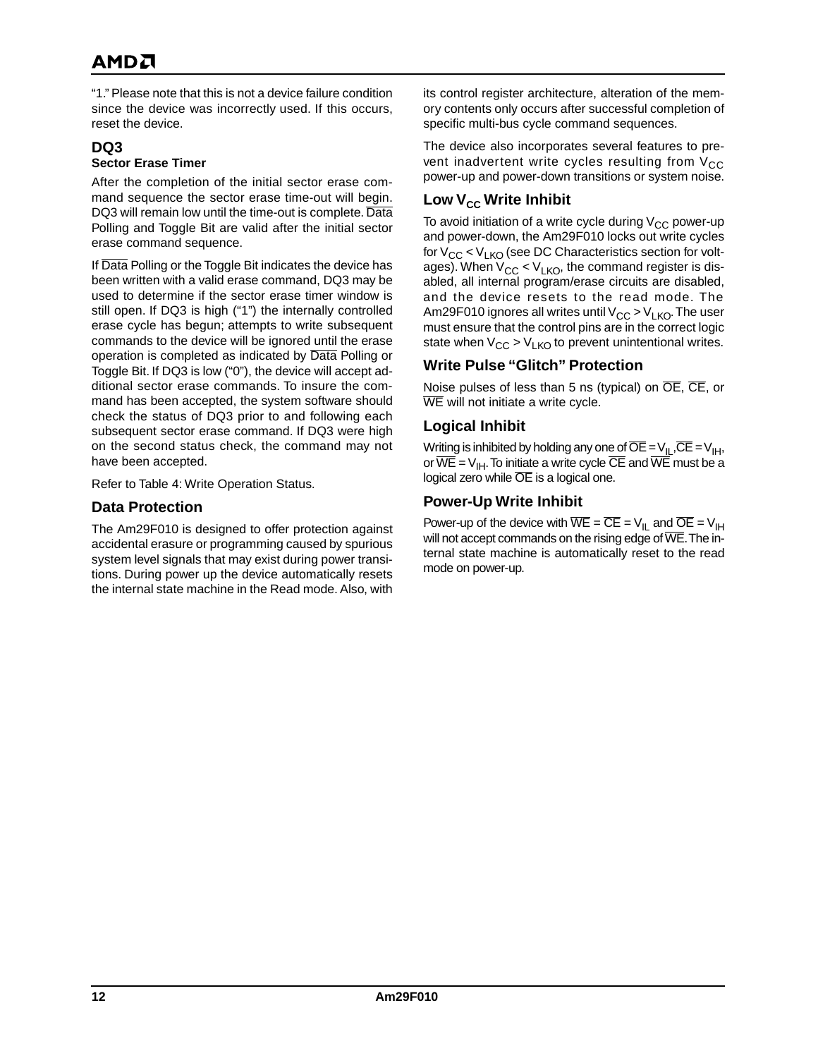"1." Please note that this is not a device failure condition since the device was incorrectly used. If this occurs, reset the device.

### DQ3

**Sector Erase Timer**

After the completion of the initial sector erase command sequence the sector erase time-out will begin. DQ3 will remain low until the time-out is complete. $\overline{\text{Data}}$ Polling and Toggle Bit are valid after the initial sector erase command sequence.

If $\overline{\text{Data}}$ Polling or the Toggle Bit indicates the device has been written with a valid erase command, DQ3 may be used to determine if the sector erase timer window is still open. If DQ3 is high ("1") the internally controlled erase cycle has begun; attempts to write subsequent commands to the device will be ignored until the erase operation is completed as indicated by $\overline{\text{Data}}$ Polling or Toggle Bit. If DQ3 is low ("0"), the device will accept additional sector erase commands. To insure the command has been accepted, the system software should check the status of DQ3 prior to and following each subsequent sector erase command. If DQ3 were high on the second status check, the command may not have been accepted.

Refer to Table 4: Write Operation Status.

## Data Protection

The Am29F010 is designed to offer protection against accidental erasure or programming caused by spurious system level signals that may exist during power transitions. During power up the device automatically resets the internal state machine in the Read mode. Also, with its control register architecture, alteration of the memory contents only occurs after successful completion of specific multi-bus cycle command sequences.

The device also incorporates several features to prevent inadvertent write cycles resulting from $V_{CC}$ power-up and power-down transitions or system noise.

## Low $V_{CC}$ Write Inhibit

To avoid initiation of a write cycle during $V_{CC}$ power-up and power-down, the Am29F010 locks out write cycles for $V_{CC} < V_{LKO}$ (see DC Characteristics section for voltages). When $V_{CC} < V_{LKO}$, the command register is disabled, all internal program/erase circuits are disabled, and the device resets to the read mode. The Am29F010 ignores all writes until $V_{CC} > V_{LKO}$. The user must ensure that the control pins are in the correct logic state when $V_{CC} > V_{LKO}$ to prevent unintentional writes.

## Write Pulse "Glitch" Protection

Noise pulses of less than 5 ns (typical) on $\overline{\text{OE}}$, $\overline{\text{CE}}$, or $\overline{\text{WE}}$ will not initiate a write cycle.

## Logical Inhibit

Writing is inhibited by holding any one of $\overline{\text{OE}} = V_{IL}$, $\overline{\text{CE}} = V_{IH}$, or $\overline{\text{WE}} = V_{IH}$. To initiate a write cycle $\overline{\text{CE}}$ and $\overline{\text{WE}}$ must be a logical zero while $\overline{\text{OE}}$ is a logical one.

## Power-Up Write Inhibit

Power-up of the device with $\overline{\text{WE}} = \overline{\text{CE}} = V_{IL}$ and $\overline{\text{OE}} = V_{IH}$ will not accept commands on the rising edge of $\overline{\text{WE}}$. The internal state machine is automatically reset to the read mode on power-up.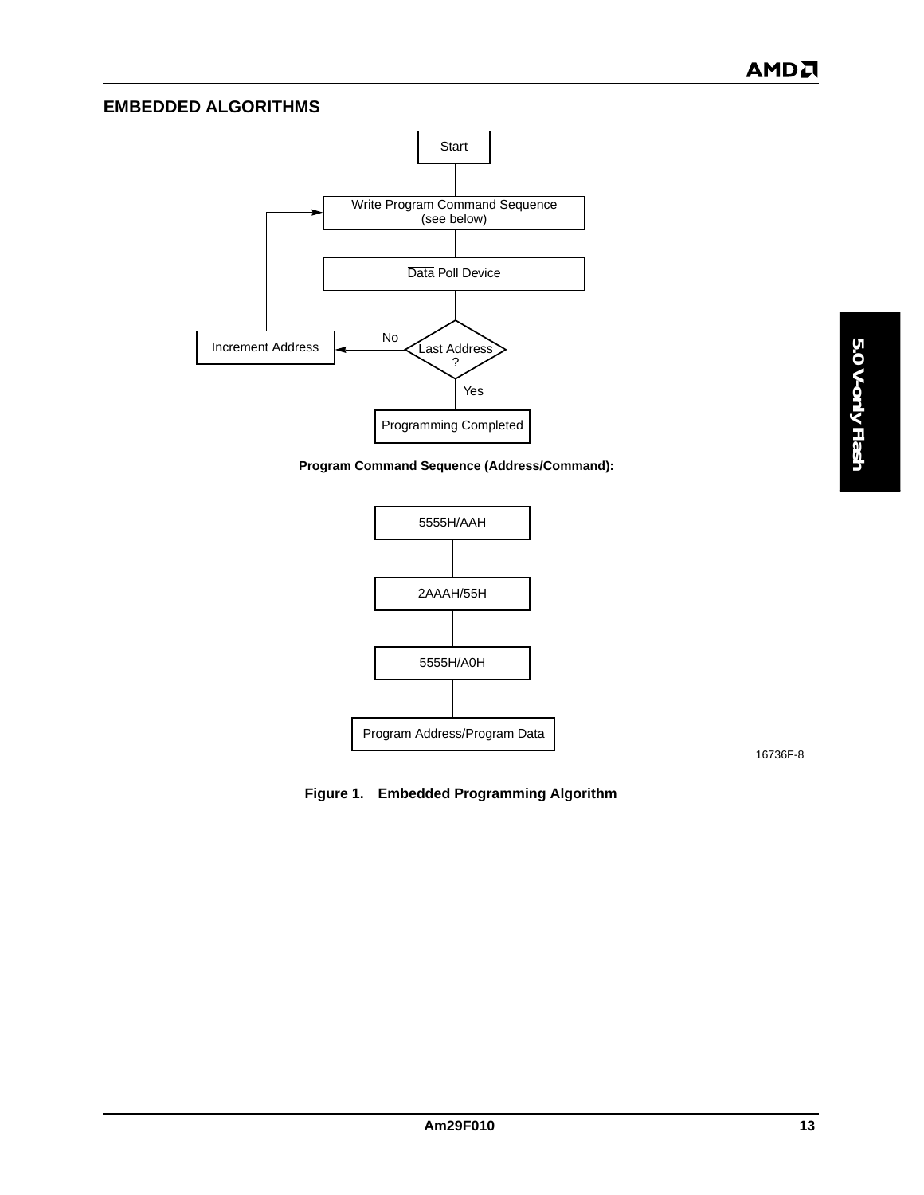## EMBEDDED ALGORITHMS

Start

Write Program Command Sequence (see below)

Data Poll Device

Last Address ?

No → Increment Address

Yes → Programming Completed

**Program Command Sequence (Address/Command):**

5555H/AAH

2AAAH/55H

5555H/A0H

Program Address/Program Data

16736F-8

**Figure 1. Embedded Programming Algorithm**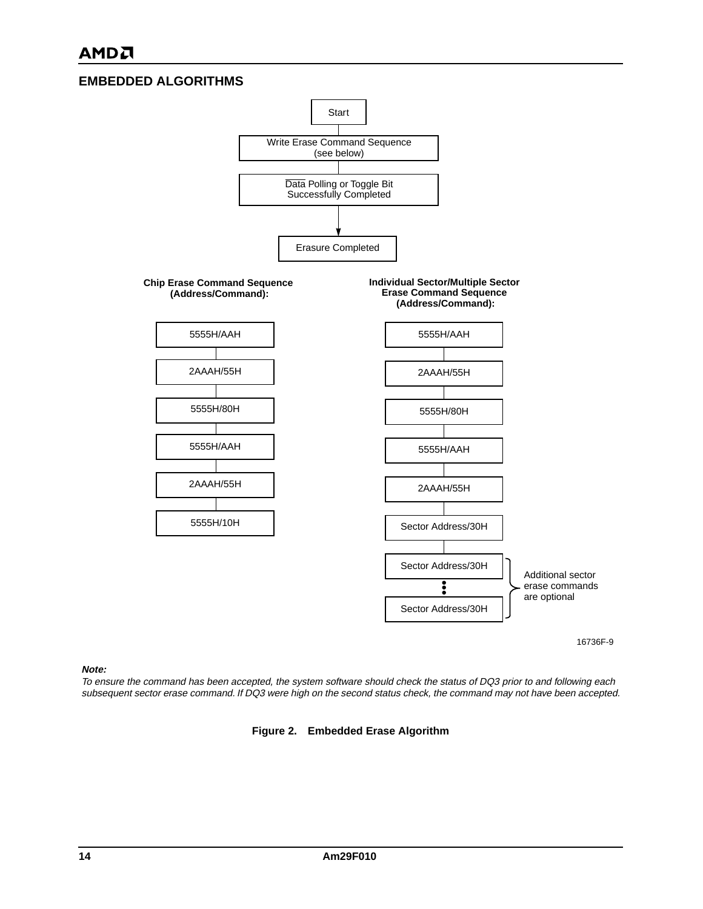## EMBEDDED ALGORITHMS

Start

Write Erase Command Sequence (see below)

Data Polling or Toggle Bit Successfully Completed

Erasure Completed

**Chip Erase Command Sequence (Address/Command):**

5555H/AAH

2AAAH/55H

5555H/80H

5555H/AAH

2AAAH/55H

5555H/10H

**Individual Sector/Multiple Sector Erase Command Sequence (Address/Command):**

5555H/AAH

2AAAH/55H

5555H/80H

5555H/AAH

2AAAH/55H

Sector Address/30H

Sector Address/30H

Sector Address/30H

Additional sector erase commands are optional

16736F-9

***Note:***

*To ensure the command has been accepted, the system software should check the status of DQ3 prior to and following each subsequent sector erase command. If DQ3 were high on the second status check, the command may not have been accepted.*

**Figure 2. Embedded Erase Algorithm**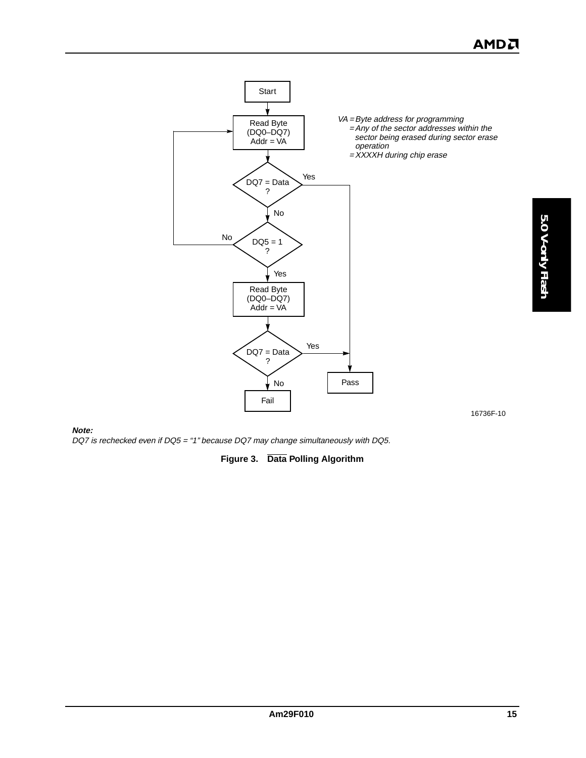Start

Read Byte (DQ0–DQ7) Addr = VA

DQ7 = Data ? — Yes → Pass

No

DQ5 = 1 ? — No → Read Byte (DQ0–DQ7) Addr = VA

Yes

Read Byte (DQ0–DQ7) Addr = VA

DQ7 = Data ? — Yes → Pass

No

Fail

*VA = Byte address for programming*
*= Any of the sector addresses within the sector being erased during sector erase operation*
*= XXXXH during chip erase*

16736F-10

***Note:***
*DQ7 is rechecked even if DQ5 = "1" because DQ7 may change simultaneously with DQ5.*

**Figure 3. $\overline{\text{Data}}$ Polling Algorithm**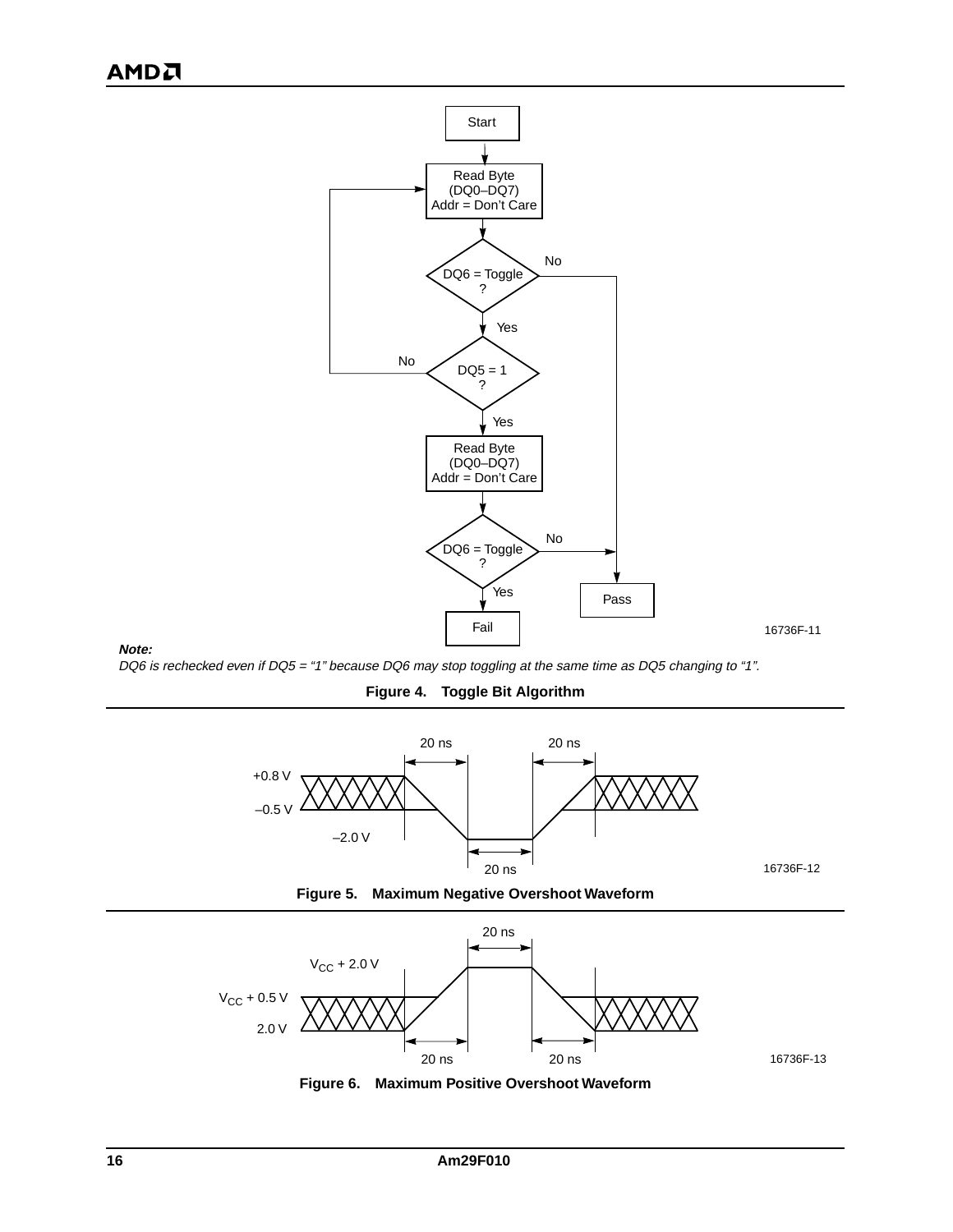**Note:**

*DQ6 is rechecked even if DQ5 = "1" because DQ6 may stop toggling at the same time as DQ5 changing to "1".*

**Figure 4. Toggle Bit Algorithm**

**Figure 5. Maximum Negative Overshoot Waveform**

**Figure 6. Maximum Positive Overshoot Waveform**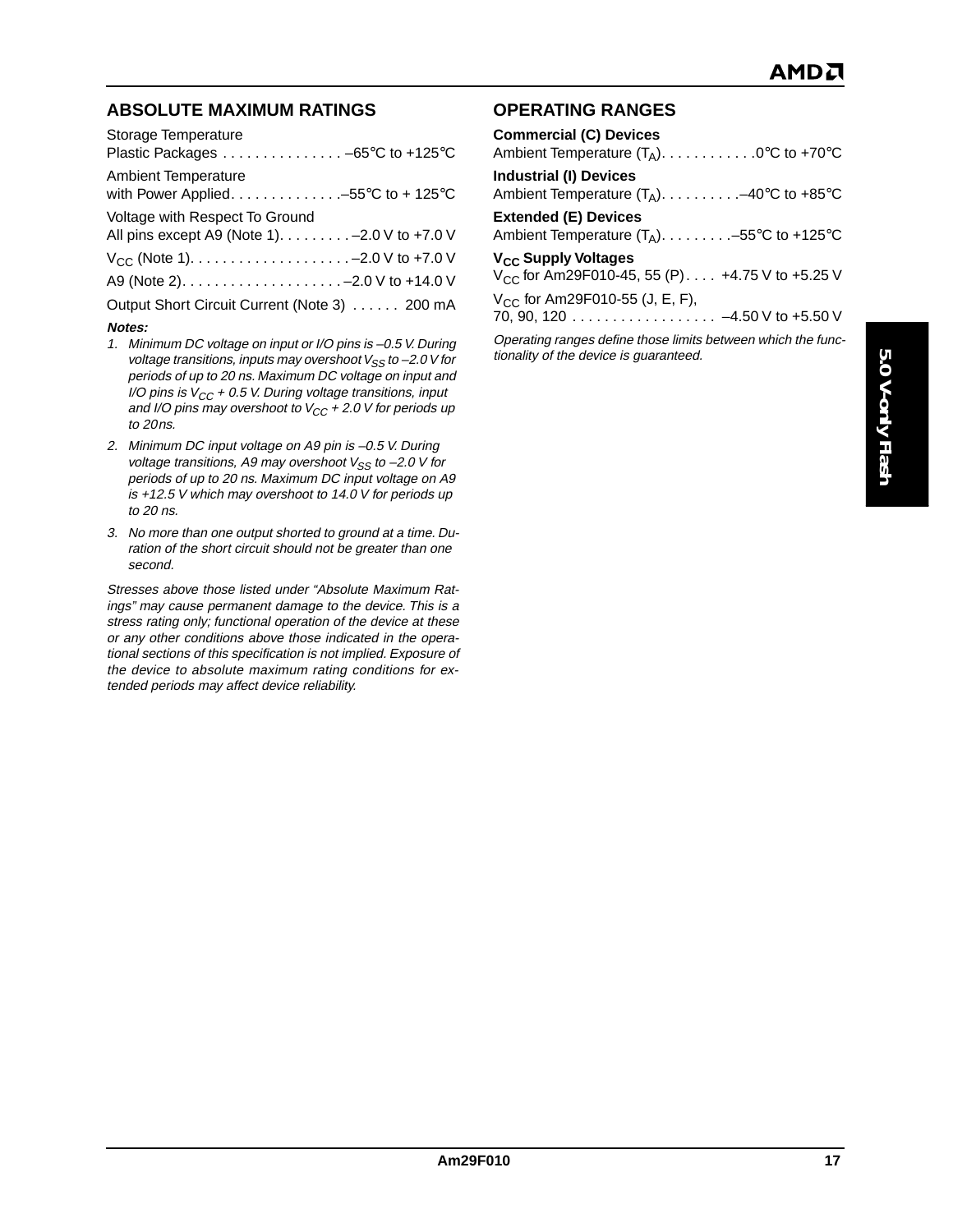## ABSOLUTE MAXIMUM RATINGS

Storage Temperature
Plastic Packages . . . . . . . . . . . . . . . –65°C to +125°C

Ambient Temperature
with Power Applied. . . . . . . . . . . . . .–55°C to + 125°C

Voltage with Respect To Ground
All pins except A9 (Note 1). . . . . . . . . –2.0 V to +7.0 V

$V_{CC}$ (Note 1). . . . . . . . . . . . . . . . . . . . –2.0 V to +7.0 V

A9 (Note 2). . . . . . . . . . . . . . . . . . . . –2.0 V to +14.0 V

Output Short Circuit Current (Note 3) . . . . . . 200 mA

***Notes:***

1. *Minimum DC voltage on input or I/O pins is –0.5 V. During voltage transitions, inputs may overshoot $V_{SS}$ to –2.0 V for periods of up to 20 ns. Maximum DC voltage on input and I/O pins is $V_{CC}$ + 0.5 V. During voltage transitions, input and I/O pins may overshoot to $V_{CC}$ + 2.0 V for periods up to 20ns.*
2. *Minimum DC input voltage on A9 pin is –0.5 V. During voltage transitions, A9 may overshoot $V_{SS}$ to –2.0 V for periods of up to 20 ns. Maximum DC input voltage on A9 is +12.5 V which may overshoot to 14.0 V for periods up to 20 ns.*
3. *No more than one output shorted to ground at a time. Duration of the short circuit should not be greater than one second.*

*Stresses above those listed under "Absolute Maximum Ratings" may cause permanent damage to the device. This is a stress rating only; functional operation of the device at these or any other conditions above those indicated in the operational sections of this specification is not implied. Exposure of the device to absolute maximum rating conditions for extended periods may affect device reliability.*

## OPERATING RANGES

**Commercial (C) Devices**
Ambient Temperature ($T_A$). . . . . . . . . . . .0°C to +70°C

**Industrial (I) Devices**
Ambient Temperature ($T_A$). . . . . . . . . .–40°C to +85°C

**Extended (E) Devices**
Ambient Temperature ($T_A$). . . . . . . . .–55°C to +125°C

**$V_{CC}$ Supply Voltages**
$V_{CC}$ for Am29F010-45, 55 (P) . . . . +4.75 V to +5.25 V

$V_{CC}$ for Am29F010-55 (J, E, F),
70, 90, 120 . . . . . . . . . . . . . . . . . . –4.50 V to +5.50 V

*Operating ranges define those limits between which the functionality of the device is guaranteed.*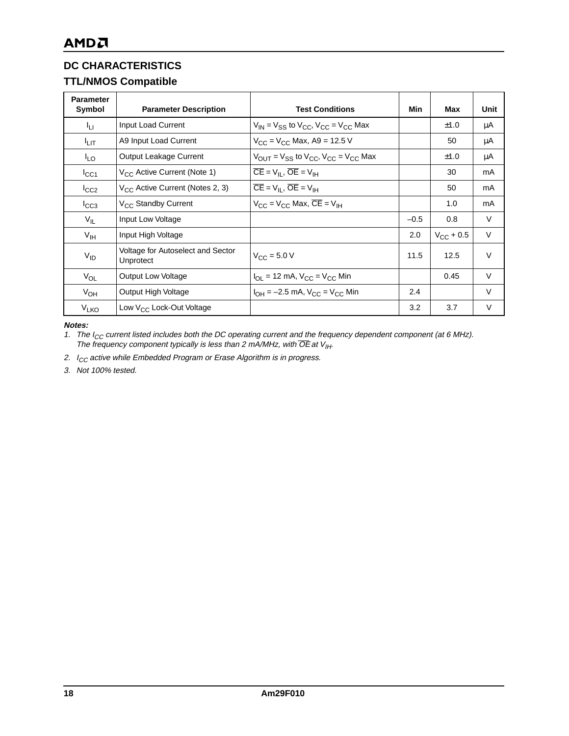## DC CHARACTERISTICS

### TTL/NMOS Compatible

| Parameter Symbol | Parameter Description | Test Conditions | Min | Max | Unit |
|---|---|---|---|---|---|
| $I_{LI}$ | Input Load Current | $V_{IN} = V_{SS}$ to $V_{CC}$, $V_{CC} = V_{CC}$ Max | | ±1.0 | µA |
| $I_{LIT}$ | A9 Input Load Current | $V_{CC} = V_{CC}$ Max, A9 = 12.5 V | | 50 | µA |
| $I_{LO}$ | Output Leakage Current | $V_{OUT} = V_{SS}$ to $V_{CC}$, $V_{CC} = V_{CC}$ Max | | ±1.0 | µA |
| $I_{CC1}$ | $V_{CC}$ Active Current (Note 1) | $\overline{CE} = V_{IL}$, $\overline{OE} = V_{IH}$ | | 30 | mA |
| $I_{CC2}$ | $V_{CC}$ Active Current (Notes 2, 3) | $\overline{CE} = V_{IL}$, $\overline{OE} = V_{IH}$ | | 50 | mA |
| $I_{CC3}$ | $V_{CC}$ Standby Current | $V_{CC} = V_{CC}$ Max, $\overline{CE} = V_{IH}$ | | 1.0 | mA |
| $V_{IL}$ | Input Low Voltage | | –0.5 | 0.8 | V |
| $V_{IH}$ | Input High Voltage | | 2.0 | $V_{CC}$ + 0.5 | V |
| $V_{ID}$ | Voltage for Autoselect and Sector Unprotect | $V_{CC}$ = 5.0 V | 11.5 | 12.5 | V |
| $V_{OL}$ | Output Low Voltage | $I_{OL}$ = 12 mA, $V_{CC} = V_{CC}$ Min | | 0.45 | V |
| $V_{OH}$ | Output High Voltage | $I_{OH}$ = –2.5 mA, $V_{CC} = V_{CC}$ Min | 2.4 | | V |
| $V_{LKO}$ | Low $V_{CC}$ Lock-Out Voltage | | 3.2 | 3.7 | V |

***Notes:***

1. *The $I_{CC}$ current listed includes both the DC operating current and the frequency dependent component (at 6 MHz). The frequency component typically is less than 2 mA/MHz, with $\overline{OE}$ at $V_{IH}$.*
2. *$I_{CC}$ active while Embedded Program or Erase Algorithm is in progress.*
3. *Not 100% tested.*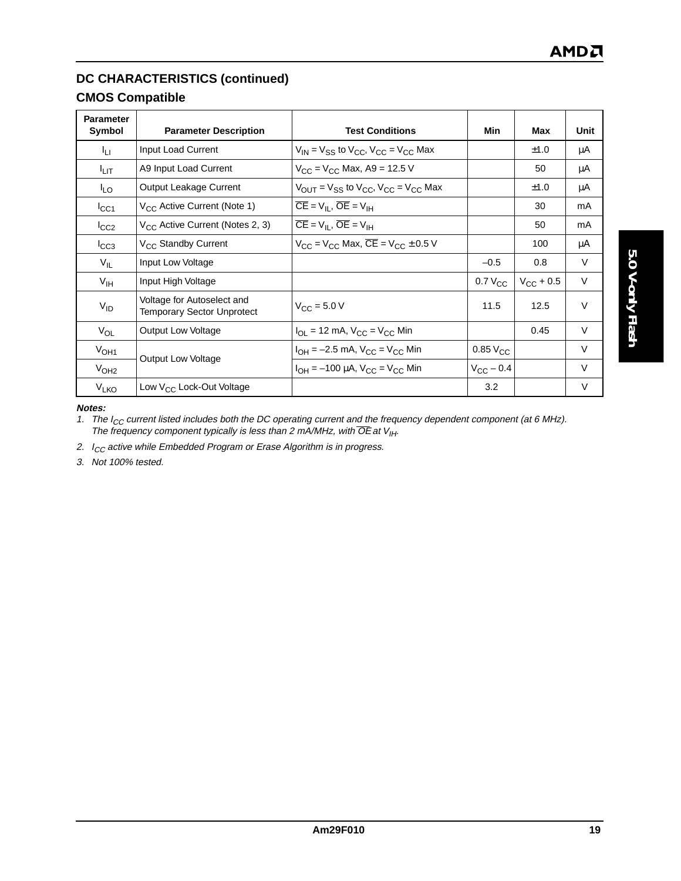## DC CHARACTERISTICS (continued)

### CMOS Compatible

| Parameter Symbol | Parameter Description | Test Conditions | Min | Max | Unit |
|---|---|---|---|---|---|
| $I_{LI}$ | Input Load Current | $V_{IN} = V_{SS}$ to $V_{CC}$, $V_{CC} = V_{CC}$ Max | | ±1.0 | µA |
| $I_{LIT}$ | A9 Input Load Current | $V_{CC} = V_{CC}$ Max, A9 = 12.5 V | | 50 | µA |
| $I_{LO}$ | Output Leakage Current | $V_{OUT} = V_{SS}$ to $V_{CC}$, $V_{CC} = V_{CC}$ Max | | ±1.0 | µA |
| $I_{CC1}$ | $V_{CC}$ Active Current (Note 1) | $\overline{CE} = V_{IL}$, $\overline{OE} = V_{IH}$ | | 30 | mA |
| $I_{CC2}$ | $V_{CC}$ Active Current (Notes 2, 3) | $\overline{CE} = V_{IL}$, $\overline{OE} = V_{IH}$ | | 50 | mA |
| $I_{CC3}$ | $V_{CC}$ Standby Current | $V_{CC} = V_{CC}$ Max, $\overline{CE} = V_{CC} \pm 0.5$ V | | 100 | µA |
| $V_{IL}$ | Input Low Voltage | | –0.5 | 0.8 | V |
| $V_{IH}$ | Input High Voltage | | 0.7 $V_{CC}$ | $V_{CC}$ + 0.5 | V |
| $V_{ID}$ | Voltage for Autoselect and Temporary Sector Unprotect | $V_{CC}$ = 5.0 V | 11.5 | 12.5 | V |
| $V_{OL}$ | Output Low Voltage | $I_{OL}$ = 12 mA, $V_{CC} = V_{CC}$ Min | | 0.45 | V |
| $V_{OH1}$ | Output Low Voltage | $I_{OH}$ = –2.5 mA, $V_{CC} = V_{CC}$ Min | 0.85 $V_{CC}$ | | V |
| $V_{OH2}$ | | $I_{OH}$ = –100 µA, $V_{CC} = V_{CC}$ Min | $V_{CC}$ – 0.4 | | V |
| $V_{LKO}$ | Low $V_{CC}$ Lock-Out Voltage | | 3.2 | | V |

***Notes:***

1. *The $I_{CC}$ current listed includes both the DC operating current and the frequency dependent component (at 6 MHz). The frequency component typically is less than 2 mA/MHz, with $\overline{OE}$ at $V_{IH}$.*
2. *$I_{CC}$ active while Embedded Program or Erase Algorithm is in progress.*
3. *Not 100% tested.*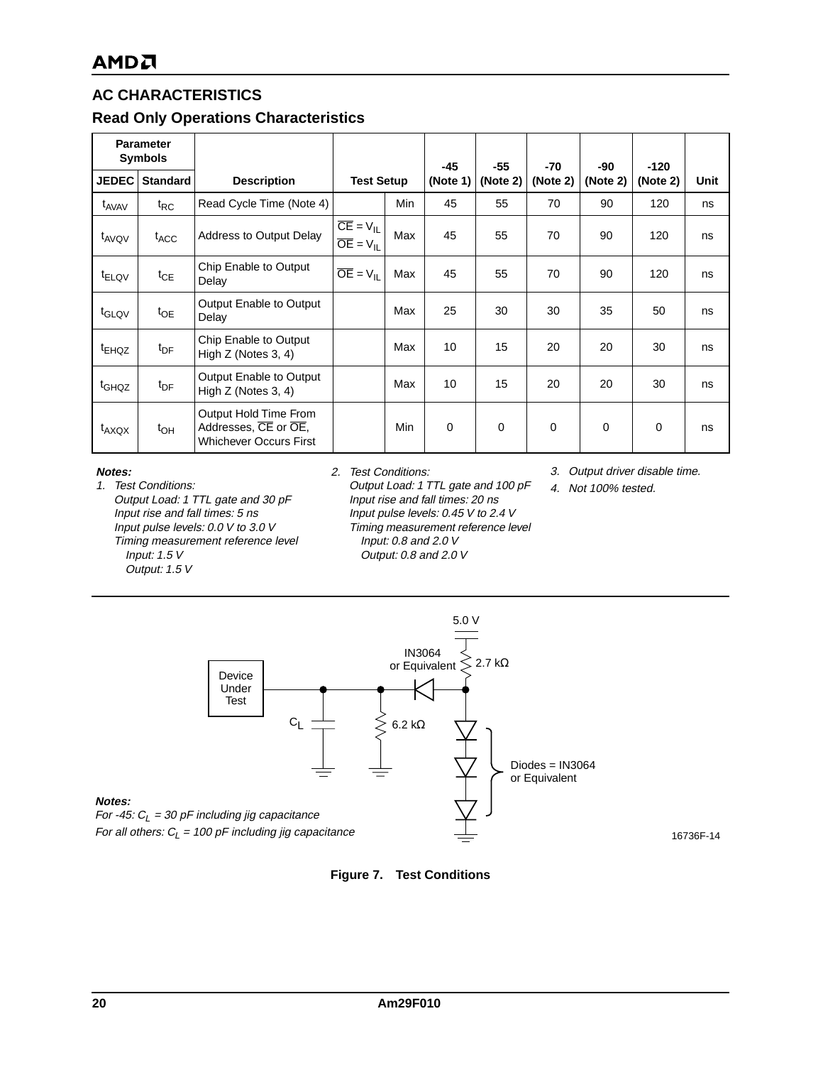## AC CHARACTERISTICS

### Read Only Operations Characteristics

| Parameter Symbols | | | | | | | | | | |
|---|---|---|---|---|---|---|---|---|---|---|
| JEDEC | Standard | Description | Test Setup | | -45 (Note 1) | -55 (Note 2) | -70 (Note 2) | -90 (Note 2) | -120 (Note 2) | Unit |
| $t_{AVAV}$ | $t_{RC}$ | Read Cycle Time (Note 4) | | Min | 45 | 55 | 70 | 90 | 120 | ns |
| $t_{AVQV}$ | $t_{ACC}$ | Address to Output Delay | $\overline{CE} = V_{IL}$ $\overline{OE} = V_{IL}$ | Max | 45 | 55 | 70 | 90 | 120 | ns |
| $t_{ELQV}$ | $t_{CE}$ | Chip Enable to Output Delay | $\overline{OE} = V_{IL}$ | Max | 45 | 55 | 70 | 90 | 120 | ns |
| $t_{GLQV}$ | $t_{OE}$ | Output Enable to Output Delay | | Max | 25 | 30 | 30 | 35 | 50 | ns |
| $t_{EHQZ}$ | $t_{DF}$ | Chip Enable to Output High Z (Notes 3, 4) | | Max | 10 | 15 | 20 | 20 | 30 | ns |
| $t_{GHQZ}$ | $t_{DF}$ | Output Enable to Output High Z (Notes 3, 4) | | Max | 10 | 15 | 20 | 20 | 30 | ns |
| $t_{AXQX}$ | $t_{OH}$ | Output Hold Time From Addresses, $\overline{CE}$ or $\overline{OE}$, Whichever Occurs First | | Min | 0 | 0 | 0 | 0 | 0 | ns |

***Notes:***

1. *Test Conditions:*
   *Output Load: 1 TTL gate and 30 pF*
   *Input rise and fall times: 5 ns*
   *Input pulse levels: 0.0 V to 3.0 V*
   *Timing measurement reference level*
   *Input: 1.5 V*
   *Output: 1.5 V*
2. *Test Conditions:*
   *Output Load: 1 TTL gate and 100 pF*
   *Input rise and fall times: 20 ns*
   *Input pulse levels: 0.45 V to 2.4 V*
   *Timing measurement reference level*
   *Input: 0.8 and 2.0 V*
   *Output: 0.8 and 2.0 V*
3. *Output driver disable time.*
4. *Not 100% tested.*

5.0 V

IN3064 or Equivalent

2.7 kΩ

Device Under Test

$C_L$

6.2 kΩ

Diodes = IN3064 or Equivalent

***Notes:***
*For -45: $C_L$ = 30 pF including jig capacitance*
*For all others: $C_L$ = 100 pF including jig capacitance*

16736F-14

**Figure 7. Test Conditions**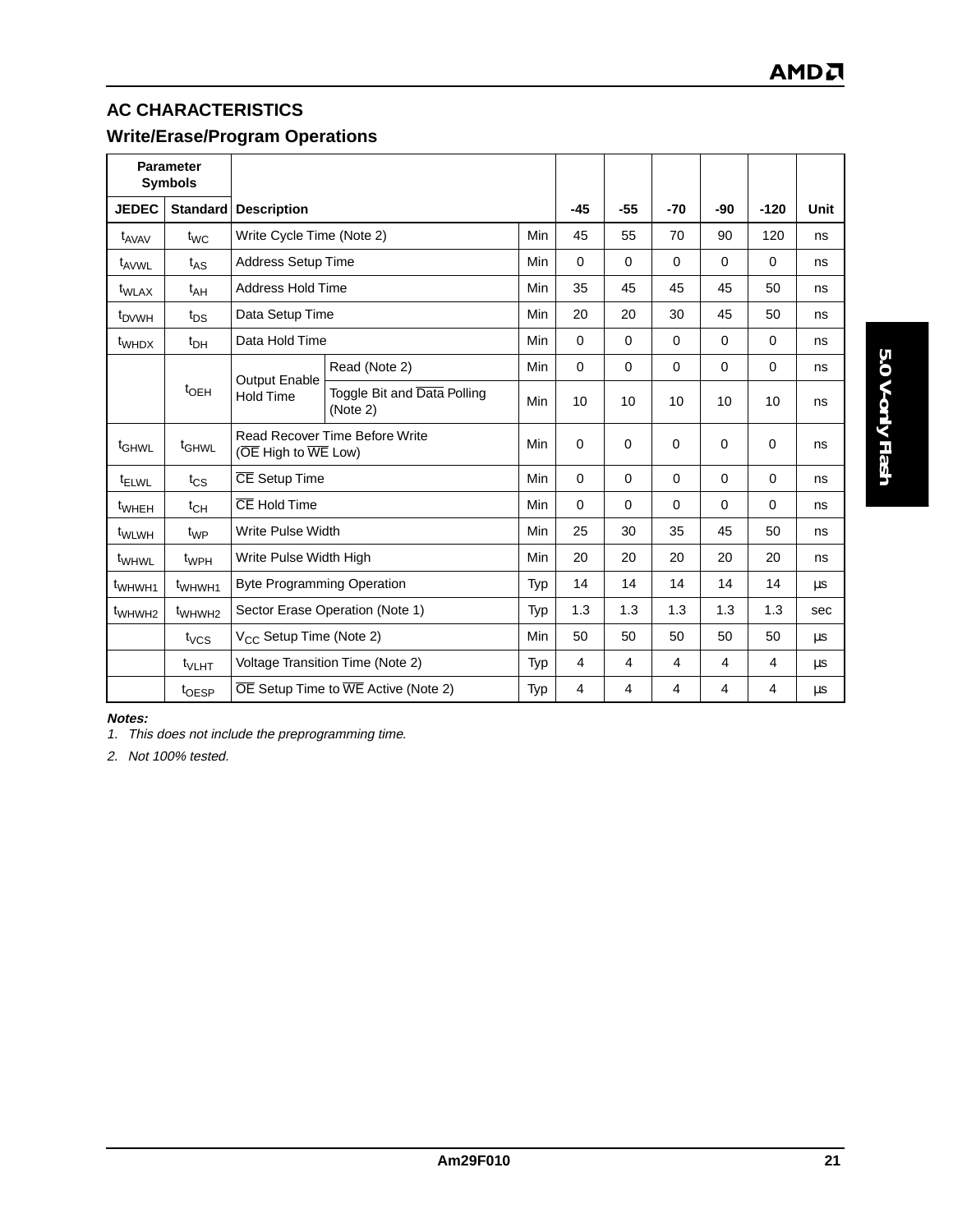## AC CHARACTERISTICS

### Write/Erase/Program Operations

| Parameter Symbols | | | | | | | | | | |
|---|---|---|---|---|---|---|---|---|---|---|
| JEDEC | Standard | Description | | | -45 | -55 | -70 | -90 | -120 | Unit |
| $t_{AVAV}$ | $t_{WC}$ | Write Cycle Time (Note 2) | | Min | 45 | 55 | 70 | 90 | 120 | ns |
| $t_{AVWL}$ | $t_{AS}$ | Address Setup Time | | Min | 0 | 0 | 0 | 0 | 0 | ns |
| $t_{WLAX}$ | $t_{AH}$ | Address Hold Time | | Min | 35 | 45 | 45 | 45 | 50 | ns |
| $t_{DVWH}$ | $t_{DS}$ | Data Setup Time | | Min | 20 | 20 | 30 | 45 | 50 | ns |
| $t_{WHDX}$ | $t_{DH}$ | Data Hold Time | | Min | 0 | 0 | 0 | 0 | 0 | ns |
| | $t_{OEH}$ | Output Enable Hold Time | Read (Note 2) | Min | 0 | 0 | 0 | 0 | 0 | ns |
| | | | Toggle Bit and $\overline{Data}$ Polling (Note 2) | Min | 10 | 10 | 10 | 10 | 10 | ns |
| $t_{GHWL}$ | $t_{GHWL}$ | Read Recover Time Before Write ($\overline{OE}$ High to $\overline{WE}$ Low) | | Min | 0 | 0 | 0 | 0 | 0 | ns |
| $t_{ELWL}$ | $t_{CS}$ | $\overline{CE}$ Setup Time | | Min | 0 | 0 | 0 | 0 | 0 | ns |
| $t_{WHEH}$ | $t_{CH}$ | $\overline{CE}$ Hold Time | | Min | 0 | 0 | 0 | 0 | 0 | ns |
| $t_{WLWH}$ | $t_{WP}$ | Write Pulse Width | | Min | 25 | 30 | 35 | 45 | 50 | ns |
| $t_{WHWL}$ | $t_{WPH}$ | Write Pulse Width High | | Min | 20 | 20 | 20 | 20 | 20 | ns |
| $t_{WHWH1}$ | $t_{WHWH1}$ | Byte Programming Operation | | Typ | 14 | 14 | 14 | 14 | 14 | µs |
| $t_{WHWH2}$ | $t_{WHWH2}$ | Sector Erase Operation (Note 1) | | Typ | 1.3 | 1.3 | 1.3 | 1.3 | 1.3 | sec |
| | $t_{VCS}$ | $V_{CC}$ Setup Time (Note 2) | | Min | 50 | 50 | 50 | 50 | 50 | µs |
| | $t_{VLHT}$ | Voltage Transition Time (Note 2) | | Typ | 4 | 4 | 4 | 4 | 4 | µs |
| | $t_{OESP}$ | $\overline{OE}$ Setup Time to $\overline{WE}$ Active (Note 2) | | Typ | 4 | 4 | 4 | 4 | 4 | µs |

***Notes:***

*1. This does not include the preprogramming time.*

*2. Not 100% tested.*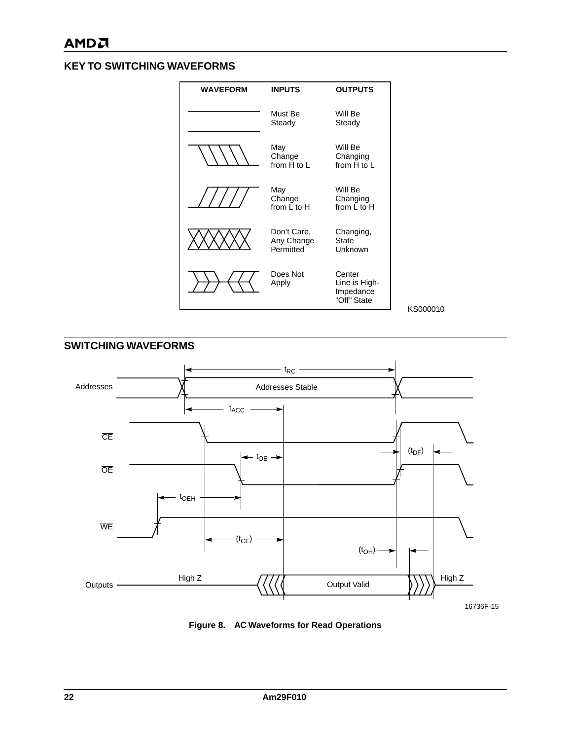## KEY TO SWITCHING WAVEFORMS

| WAVEFORM | INPUTS | OUTPUTS |
|---|---|---|
| | Must Be Steady | Will Be Steady |
| | May Change from H to L | Will Be Changing from H to L |
| | May Change from L to H | Will Be Changing from L to H |
| | Don't Care, Any Change Permitted | Changing, State Unknown |
| | Does Not Apply | Center Line is High-Impedance "Off" State |

KS000010

## SWITCHING WAVEFORMS

16736F-15

**Figure 8. AC Waveforms for Read Operations**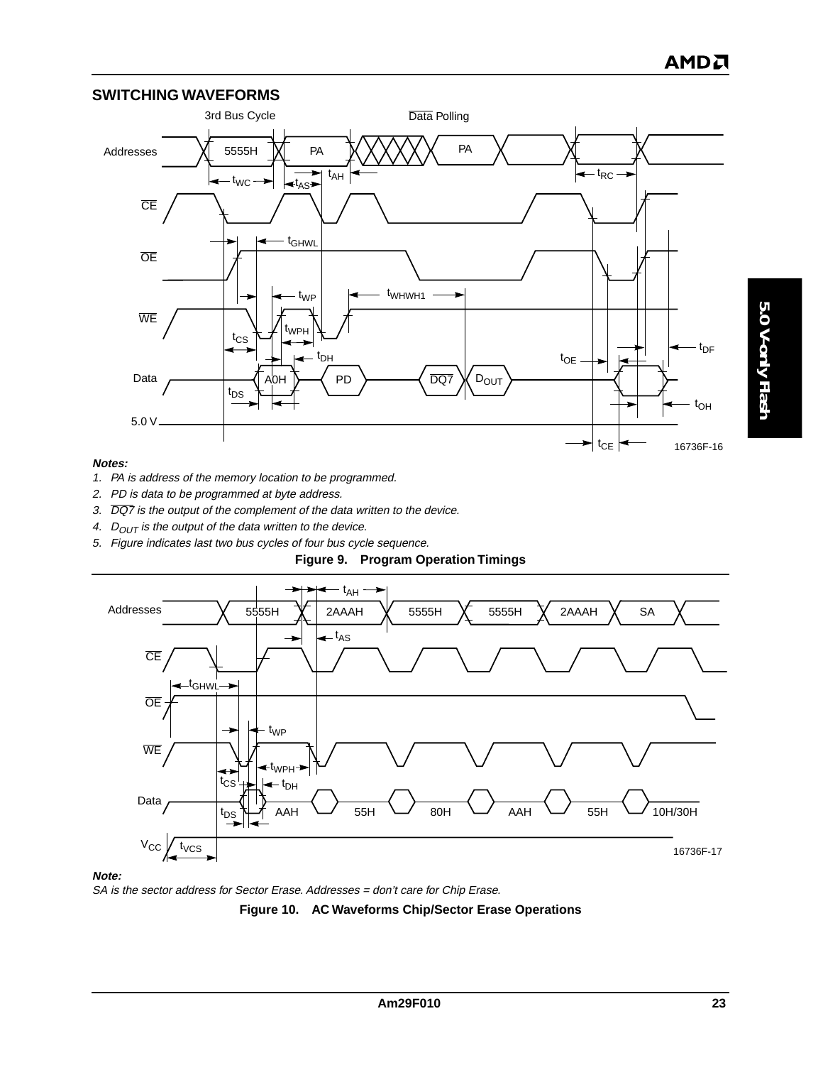## SWITCHING WAVEFORMS

**Notes:**

1. *PA is address of the memory location to be programmed.*
2. *PD is data to be programmed at byte address.*
3. *$\overline{DQ7}$ is the output of the complement of the data written to the device.*
4. *$D_{OUT}$ is the output of the data written to the device.*
5. *Figure indicates last two bus cycles of four bus cycle sequence.*

**Figure 9. Program Operation Timings**

**Note:**

*SA is the sector address for Sector Erase. Addresses = don't care for Chip Erase.*

**Figure 10. AC Waveforms Chip/Sector Erase Operations**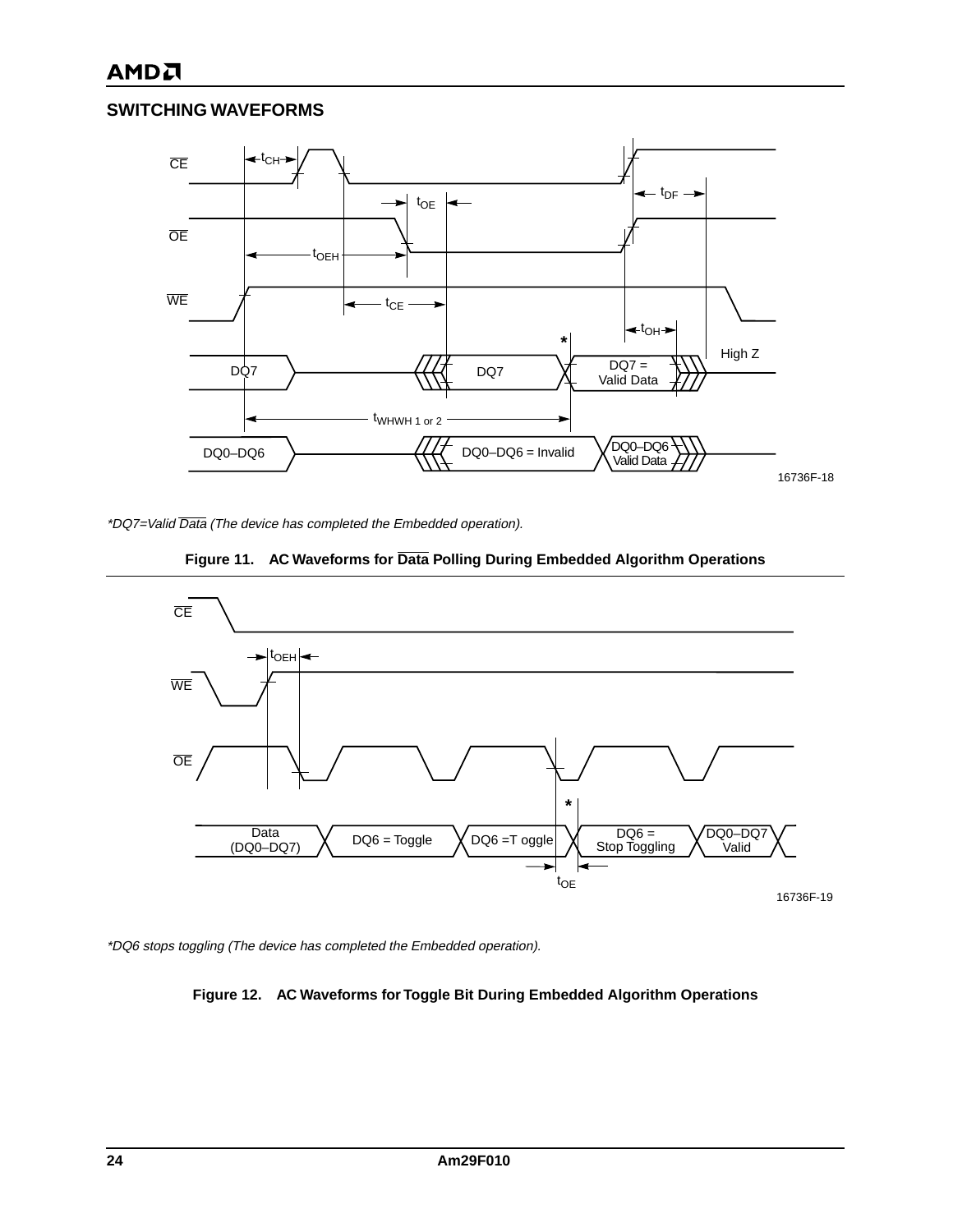## SWITCHING WAVEFORMS

*\*DQ7=Valid $\overline{Data}$ (The device has completed the Embedded operation).*

**Figure 11. AC Waveforms for $\overline{Data}$ Polling During Embedded Algorithm Operations**

*\*DQ6 stops toggling (The device has completed the Embedded operation).*

**Figure 12. AC Waveforms for Toggle Bit During Embedded Algorithm Operations**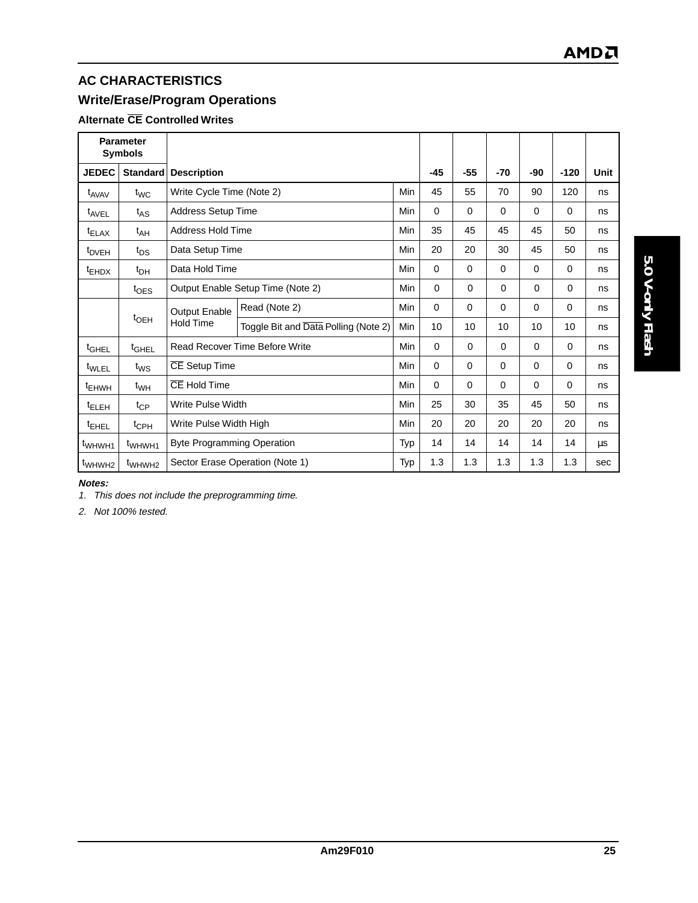## AC CHARACTERISTICS

## Write/Erase/Program Operations

### Alternate $\overline{CE}$ Controlled Writes

| Parameter Symbols | | | | | | | | | | |
|---|---|---|---|---|---|---|---|---|---|---|
| JEDEC | Standard | Description | | | -45 | -55 | -70 | -90 | -120 | Unit |
| $t_{AVAV}$ | $t_{WC}$ | Write Cycle Time (Note 2) | | Min | 45 | 55 | 70 | 90 | 120 | ns |
| $t_{AVEL}$ | $t_{AS}$ | Address Setup Time | | Min | 0 | 0 | 0 | 0 | 0 | ns |
| $t_{ELAX}$ | $t_{AH}$ | Address Hold Time | | Min | 35 | 45 | 45 | 45 | 50 | ns |
| $t_{DVEH}$ | $t_{DS}$ | Data Setup Time | | Min | 20 | 20 | 30 | 45 | 50 | ns |
| $t_{EHDX}$ | $t_{DH}$ | Data Hold Time | | Min | 0 | 0 | 0 | 0 | 0 | ns |
| | $t_{OES}$ | Output Enable Setup Time (Note 2) | | Min | 0 | 0 | 0 | 0 | 0 | ns |
| | $t_{OEH}$ | Output Enable Hold Time | Read (Note 2) | Min | 0 | 0 | 0 | 0 | 0 | ns |
| | | | Toggle Bit and $\overline{Data}$ Polling (Note 2) | Min | 10 | 10 | 10 | 10 | 10 | ns |
| $t_{GHEL}$ | $t_{GHEL}$ | Read Recover Time Before Write | | Min | 0 | 0 | 0 | 0 | 0 | ns |
| $t_{WLEL}$ | $t_{WS}$ | $\overline{CE}$ Setup Time | | Min | 0 | 0 | 0 | 0 | 0 | ns |
| $t_{EHWH}$ | $t_{WH}$ | $\overline{CE}$ Hold Time | | Min | 0 | 0 | 0 | 0 | 0 | ns |
| $t_{ELEH}$ | $t_{CP}$ | Write Pulse Width | | Min | 25 | 30 | 35 | 45 | 50 | ns |
| $t_{EHEL}$ | $t_{CPH}$ | Write Pulse Width High | | Min | 20 | 20 | 20 | 20 | 20 | ns |
| $t_{WHWH1}$ | $t_{WHWH1}$ | Byte Programming Operation | | Typ | 14 | 14 | 14 | 14 | 14 | µs |
| $t_{WHWH2}$ | $t_{WHWH2}$ | Sector Erase Operation (Note 1) | | Typ | 1.3 | 1.3 | 1.3 | 1.3 | 1.3 | sec |

***Notes:***

1. *This does not include the preprogramming time.*
2. *Not 100% tested.*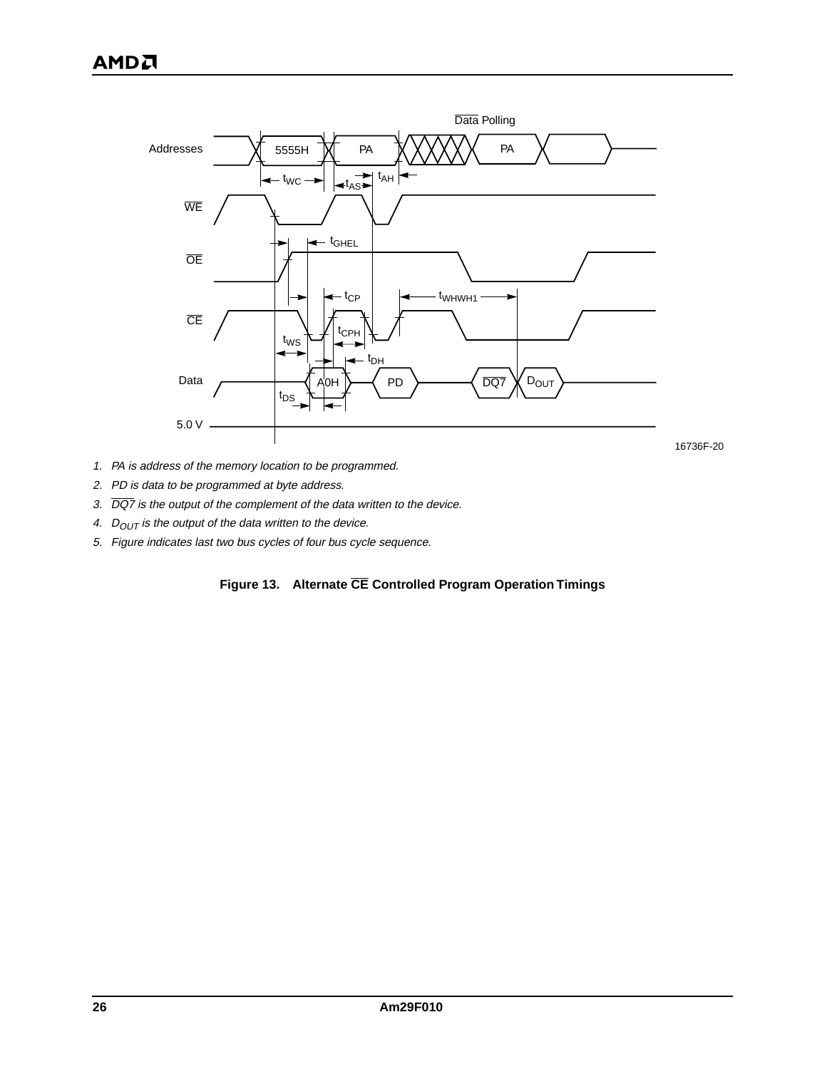1. PA is address of the memory location to be programmed.
2. PD is data to be programmed at byte address.
3. $\overline{DQ7}$ is the output of the complement of the data written to the device.
4. $D_{OUT}$ is the output of the data written to the device.
5. Figure indicates last two bus cycles of four bus cycle sequence.

**Figure 13. Alternate $\overline{CE}$ Controlled Program Operation Timings**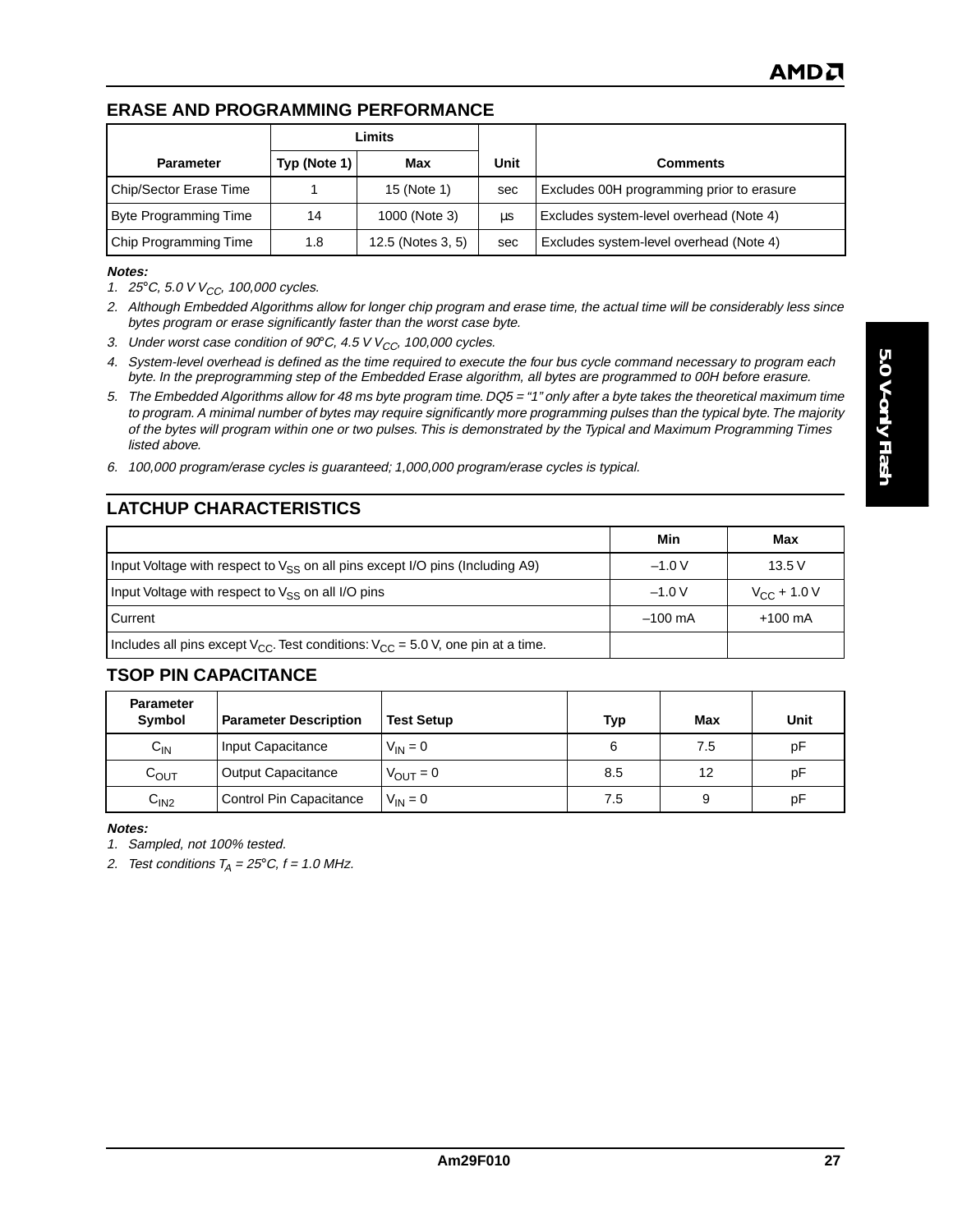## ERASE AND PROGRAMMING PERFORMANCE

| Parameter | Limits | | Unit | Comments |
|---|---|---|---|---|
| | Typ (Note 1) | Max | | |
| Chip/Sector Erase Time | 1 | 15 (Note 1) | sec | Excludes 00H programming prior to erasure |
| Byte Programming Time | 14 | 1000 (Note 3) | µs | Excludes system-level overhead (Note 4) |
| Chip Programming Time | 1.8 | 12.5 (Notes 3, 5) | sec | Excludes system-level overhead (Note 4) |

***Notes:***

1. *25°C, 5.0 V $V_{CC}$, 100,000 cycles.*
2. *Although Embedded Algorithms allow for longer chip program and erase time, the actual time will be considerably less since bytes program or erase significantly faster than the worst case byte.*
3. *Under worst case condition of 90°C, 4.5 V $V_{CC}$, 100,000 cycles.*
4. *System-level overhead is defined as the time required to execute the four bus cycle command necessary to program each byte. In the preprogramming step of the Embedded Erase algorithm, all bytes are programmed to 00H before erasure.*
5. *The Embedded Algorithms allow for 48 ms byte program time. DQ5 = "1" only after a byte takes the theoretical maximum time to program. A minimal number of bytes may require significantly more programming pulses than the typical byte. The majority of the bytes will program within one or two pulses. This is demonstrated by the Typical and Maximum Programming Times listed above.*
6. *100,000 program/erase cycles is guaranteed; 1,000,000 program/erase cycles is typical.*

## LATCHUP CHARACTERISTICS

| | Min | Max |
|---|---|---|
| Input Voltage with respect to $V_{SS}$ on all pins except I/O pins (Including A9) | –1.0 V | 13.5 V |
| Input Voltage with respect to $V_{SS}$ on all I/O pins | –1.0 V | $V_{CC}$ + 1.0 V |
| Current | –100 mA | +100 mA |
| Includes all pins except $V_{CC}$. Test conditions: $V_{CC}$ = 5.0 V, one pin at a time. | | |

## TSOP PIN CAPACITANCE

| Parameter Symbol | Parameter Description | Test Setup | Typ | Max | Unit |
|---|---|---|---|---|---|
| $C_{IN}$ | Input Capacitance | $V_{IN} = 0$ | 6 | 7.5 | pF |
| $C_{OUT}$ | Output Capacitance | $V_{OUT} = 0$ | 8.5 | 12 | pF |
| $C_{IN2}$ | Control Pin Capacitance | $V_{IN} = 0$ | 7.5 | 9 | pF |

***Notes:***

1. *Sampled, not 100% tested.*
2. *Test conditions $T_A$ = 25°C, f = 1.0 MHz.*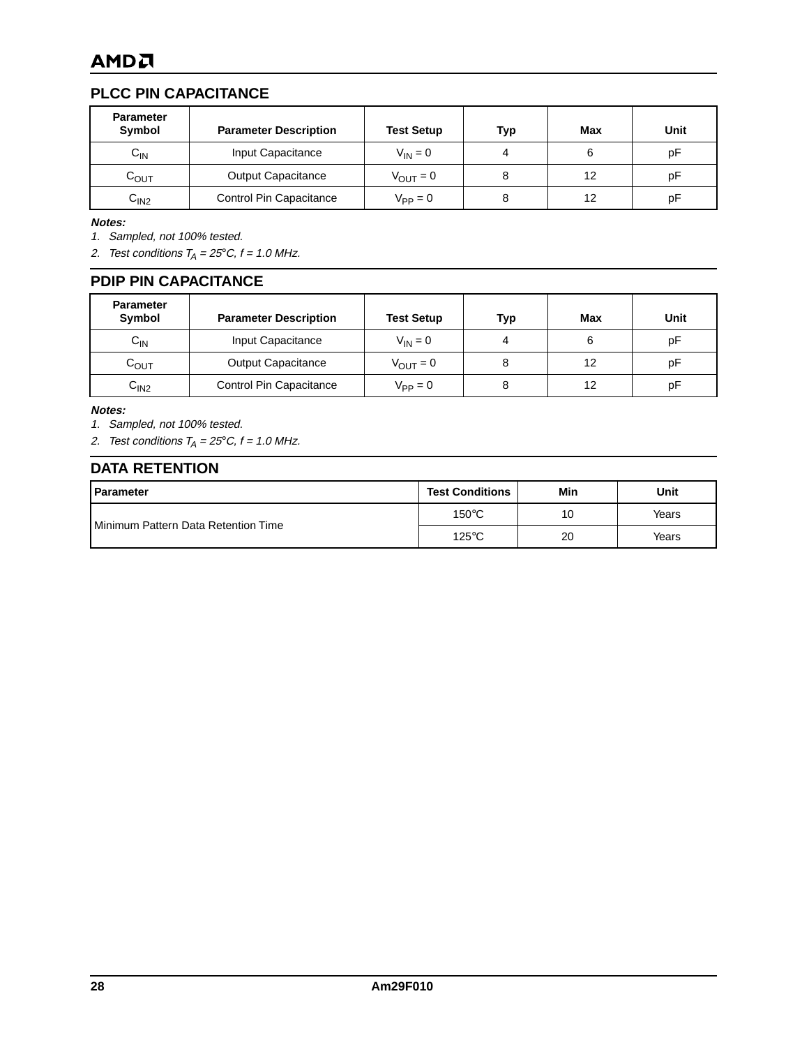## PLCC PIN CAPACITANCE

| Parameter Symbol | Parameter Description | Test Setup | Typ | Max | Unit |
|---|---|---|---|---|---|
| $C_{IN}$ | Input Capacitance | $V_{IN} = 0$ | 4 | 6 | pF |
| $C_{OUT}$ | Output Capacitance | $V_{OUT} = 0$ | 8 | 12 | pF |
| $C_{IN2}$ | Control Pin Capacitance | $V_{PP} = 0$ | 8 | 12 | pF |

***Notes:***

*1. Sampled, not 100% tested.*

*2. Test conditions $T_A = 25°C$, f = 1.0 MHz.*

## PDIP PIN CAPACITANCE

| Parameter Symbol | Parameter Description | Test Setup | Typ | Max | Unit |
|---|---|---|---|---|---|
| $C_{IN}$ | Input Capacitance | $V_{IN} = 0$ | 4 | 6 | pF |
| $C_{OUT}$ | Output Capacitance | $V_{OUT} = 0$ | 8 | 12 | pF |
| $C_{IN2}$ | Control Pin Capacitance | $V_{PP} = 0$ | 8 | 12 | pF |

***Notes:***

*1. Sampled, not 100% tested.*

*2. Test conditions $T_A = 25°C$, f = 1.0 MHz.*

## DATA RETENTION

| Parameter | Test Conditions | Min | Unit |
|---|---|---|---|
| Minimum Pattern Data Retention Time | 150°C | 10 | Years |
| | 125°C | 20 | Years |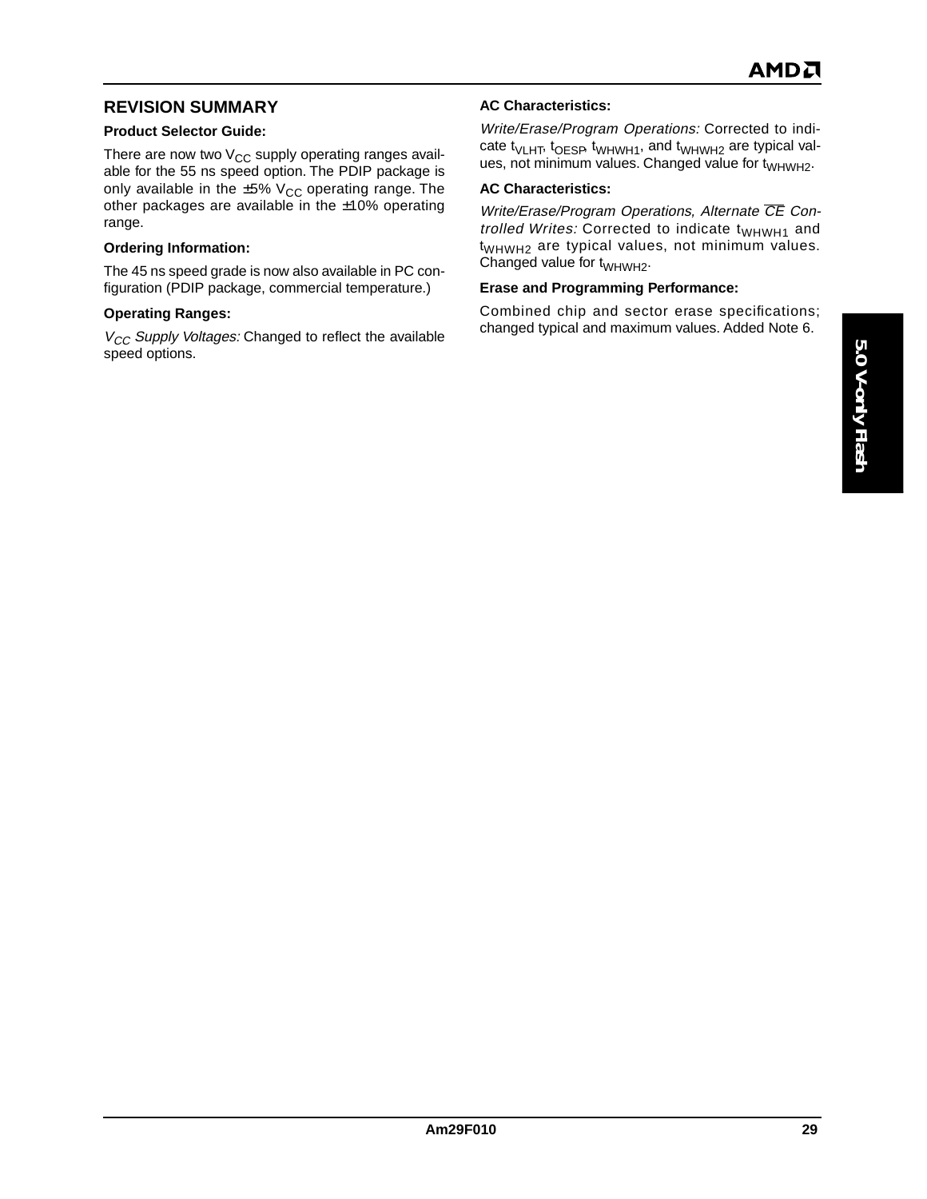## REVISION SUMMARY

**Product Selector Guide:**

There are now two $V_{CC}$ supply operating ranges available for the 55 ns speed option. The PDIP package is only available in the ±5% $V_{CC}$ operating range. The other packages are available in the ±10% operating range.

**Ordering Information:**

The 45 ns speed grade is now also available in PC configuration (PDIP package, commercial temperature.)

**Operating Ranges:**

*$V_{CC}$ Supply Voltages:* Changed to reflect the available speed options.

**AC Characteristics:**

*Write/Erase/Program Operations:* Corrected to indicate $t_{VLHT}$, $t_{OESP}$, $t_{WHWH1}$, and $t_{WHWH2}$ are typical values, not minimum values. Changed value for $t_{WHWH2}$.

**AC Characteristics:**

*Write/Erase/Program Operations, Alternate $\overline{CE}$ Controlled Writes:* Corrected to indicate $t_{WHWH1}$ and $t_{WHWH2}$ are typical values, not minimum values. Changed value for $t_{WHWH2}$.

**Erase and Programming Performance:**

Combined chip and sector erase specifications; changed typical and maximum values. Added Note 6.